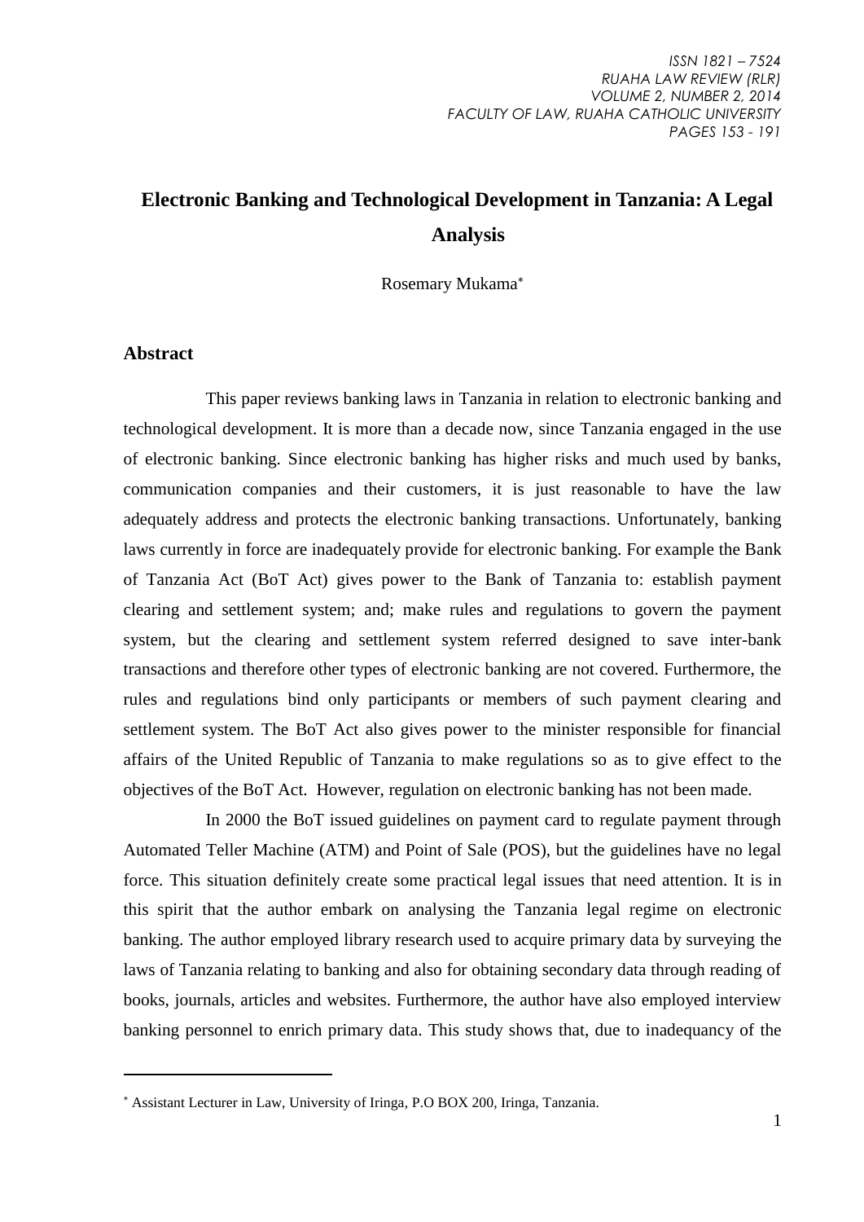# Electronic Banking and Technological Development in Tanzania: A Legal Analysis

Rosemary Mukama[*]

## Abstract

This paper reviews banking laws in Tanzania in relation to electronic banking and technological development. It is more than a decade now, since Tanzania engaged in the use of electronic banking. Since electronic banking has higher risks and much used by banks, communication companies and their customers, it is just reasonable to have the law adequately address and protects the electronic banking transactions. Unfortunately, banking laws currently in force are inadequately provide for electronic banking. For example the Bank of Tanzania Act (BoT Act) gives power to the Bank of Tanzania to: establish payment clearing and settlement system; and; make rules and regulations to govern the payment system, but the clearing and settlement system referred designed to save inter-bank transactions and therefore other types of electronic banking are not covered. Furthermore, the rules and regulations bind only participants or members of such payment clearing and settlement system. The BoT Act also gives power to the minister responsible for financial affairs of the United Republic of Tanzania to make regulations so as to give effect to the objectives of the BoT Act. However, regulation on electronic banking has not been made.

In 2000 the BoT issued guidelines on payment card to regulate payment through Automated Teller Machine (ATM) and Point of Sale (POS), but the guidelines have no legal force. This situation definitely create some practical legal issues that need attention. It is in this spirit that the author embark on analysing the Tanzania legal regime on electronic banking. The author employed library research used to acquire primary data by surveying the laws of Tanzania relating to banking and also for obtaining secondary data through reading of books, journals, articles and websites. Furthermore, the author have also employed interview banking personnel to enrich primary data. This study shows that, due to inadequancy of the

[*] Assistant Lecturer in Law, University of Iringa, P.O BOX 200, Iringa, Tanzania.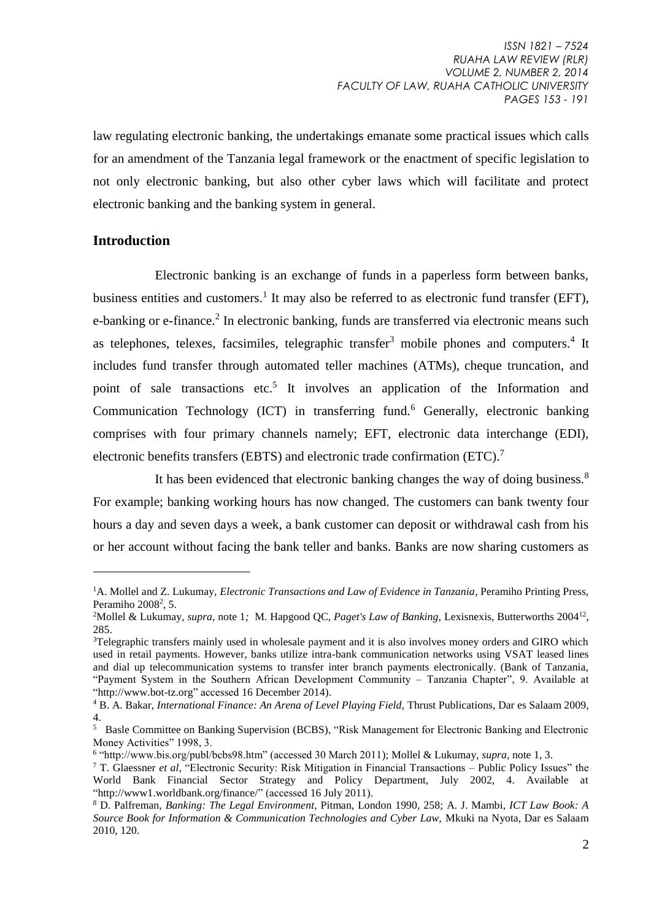law regulating electronic banking, the undertakings emanate some practical issues which calls for an amendment of the Tanzania legal framework or the enactment of specific legislation to not only electronic banking, but also other cyber laws which will facilitate and protect electronic banking and the banking system in general.

## Introduction

Electronic banking is an exchange of funds in a paperless form between banks, business entities and customers.[1] It may also be referred to as electronic fund transfer (EFT), e-banking or e-finance.[2] In electronic banking, funds are transferred via electronic means such as telephones, telexes, facsimiles, telegraphic transfer[3] mobile phones and computers.[4] It includes fund transfer through automated teller machines (ATMs), cheque truncation, and point of sale transactions etc.[5] It involves an application of the Information and Communication Technology (ICT) in transferring fund.[6] Generally, electronic banking comprises with four primary channels namely; EFT, electronic data interchange (EDI), electronic benefits transfers (EBTS) and electronic trade confirmation (ETC).[7]

It has been evidenced that electronic banking changes the way of doing business.[8] For example; banking working hours has now changed. The customers can bank twenty four hours a day and seven days a week, a bank customer can deposit or withdrawal cash from his or her account without facing the bank teller and banks. Banks are now sharing customers as

---

[1] A. Mollel and Z. Lukumay, *Electronic Transactions and Law of Evidence in Tanzania*, Peramiho Printing Press, Peramiho 2008[2], 5.

[2] Mollel & Lukumay, *supra,* note 1*;* M. Hapgood QC, *Paget's Law of Banking,* Lexisnexis, Butterworths 2004[12], 285.

[3] Telegraphic transfers mainly used in wholesale payment and it is also involves money orders and GIRO which used in retail payments. However, banks utilize intra-bank communication networks using VSAT leased lines and dial up telecommunication systems to transfer inter branch payments electronically. (Bank of Tanzania, "Payment System in the Southern African Development Community – Tanzania Chapter", 9. Available at "http://www.bot-tz.org" accessed 16 December 2014).

[4] B. A. Bakar, *International Finance: An Arena of Level Playing Field,* Thrust Publications, Dar es Salaam 2009, 4.

[5] Basle Committee on Banking Supervision (BCBS), "Risk Management for Electronic Banking and Electronic Money Activities" 1998, 3.

[6] "http://www.bis.org/publ/bcbs98.htm" (accessed 30 March 2011); Mollel & Lukumay, *supra,* note 1, 3.

[7] T. Glaessner *et al*, "Electronic Security: Risk Mitigation in Financial Transactions – Public Policy Issues" the World Bank Financial Sector Strategy and Policy Department, July 2002, 4. Available at "http://www1.worldbank.org/finance/" (accessed 16 July 2011).

[8] D. Palfreman, *Banking: The Legal Environment,* Pitman, London 1990, 258; A. J. Mambi, *ICT Law Book: A Source Book for Information & Communication Technologies and Cyber Law,* Mkuki na Nyota, Dar es Salaam 2010, 120.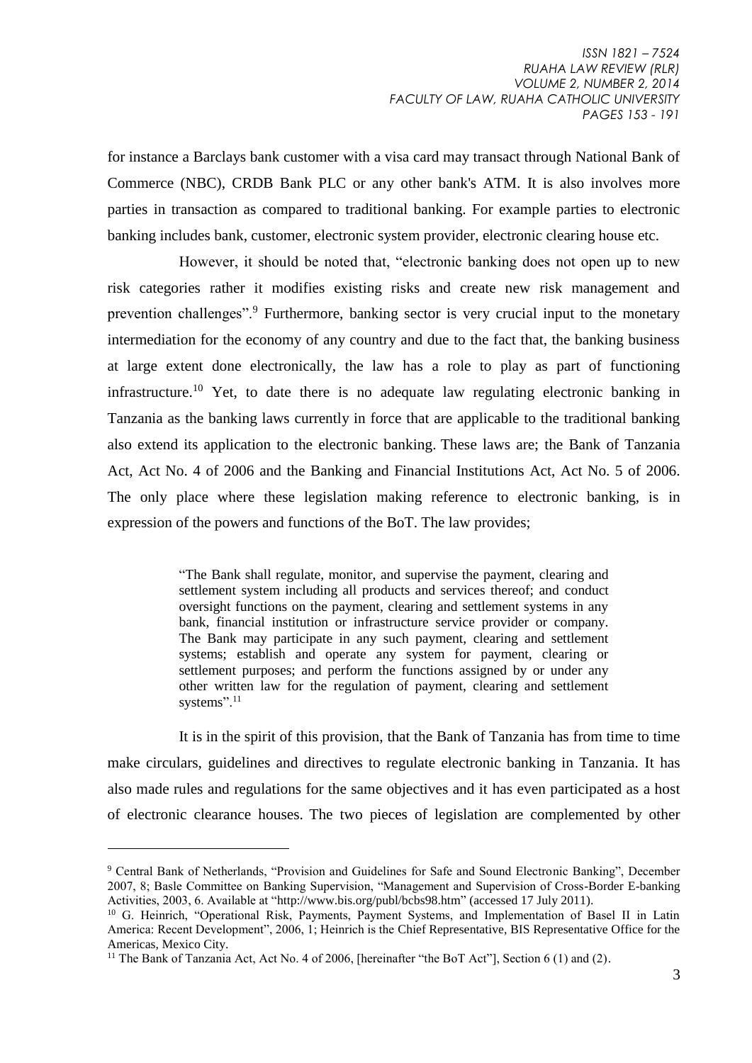for instance a Barclays bank customer with a visa card may transact through National Bank of Commerce (NBC), CRDB Bank PLC or any other bank's ATM. It is also involves more parties in transaction as compared to traditional banking. For example parties to electronic banking includes bank, customer, electronic system provider, electronic clearing house etc.

However, it should be noted that, "electronic banking does not open up to new risk categories rather it modifies existing risks and create new risk management and prevention challenges".[9] Furthermore, banking sector is very crucial input to the monetary intermediation for the economy of any country and due to the fact that, the banking business at large extent done electronically, the law has a role to play as part of functioning infrastructure.[10] Yet, to date there is no adequate law regulating electronic banking in Tanzania as the banking laws currently in force that are applicable to the traditional banking also extend its application to the electronic banking. These laws are; the Bank of Tanzania Act, Act No. 4 of 2006 and the Banking and Financial Institutions Act, Act No. 5 of 2006. The only place where these legislation making reference to electronic banking, is in expression of the powers and functions of the BoT. The law provides;

> "The Bank shall regulate, monitor, and supervise the payment, clearing and settlement system including all products and services thereof; and conduct oversight functions on the payment, clearing and settlement systems in any bank, financial institution or infrastructure service provider or company. The Bank may participate in any such payment, clearing and settlement systems; establish and operate any system for payment, clearing or settlement purposes; and perform the functions assigned by or under any other written law for the regulation of payment, clearing and settlement systems".[11]

It is in the spirit of this provision, that the Bank of Tanzania has from time to time make circulars, guidelines and directives to regulate electronic banking in Tanzania. It has also made rules and regulations for the same objectives and it has even participated as a host of electronic clearance houses. The two pieces of legislation are complemented by other

---

[9] Central Bank of Netherlands, "Provision and Guidelines for Safe and Sound Electronic Banking", December 2007, 8; Basle Committee on Banking Supervision, "Management and Supervision of Cross-Border E-banking Activities, 2003, 6. Available at "http://www.bis.org/publ/bcbs98.htm" (accessed 17 July 2011).

[10] G. Heinrich, "Operational Risk, Payments, Payment Systems, and Implementation of Basel II in Latin America: Recent Development", 2006, 1; Heinrich is the Chief Representative, BIS Representative Office for the Americas, Mexico City.

[11] The Bank of Tanzania Act, Act No. 4 of 2006, [hereinafter "the BoT Act"], Section 6 (1) and (2).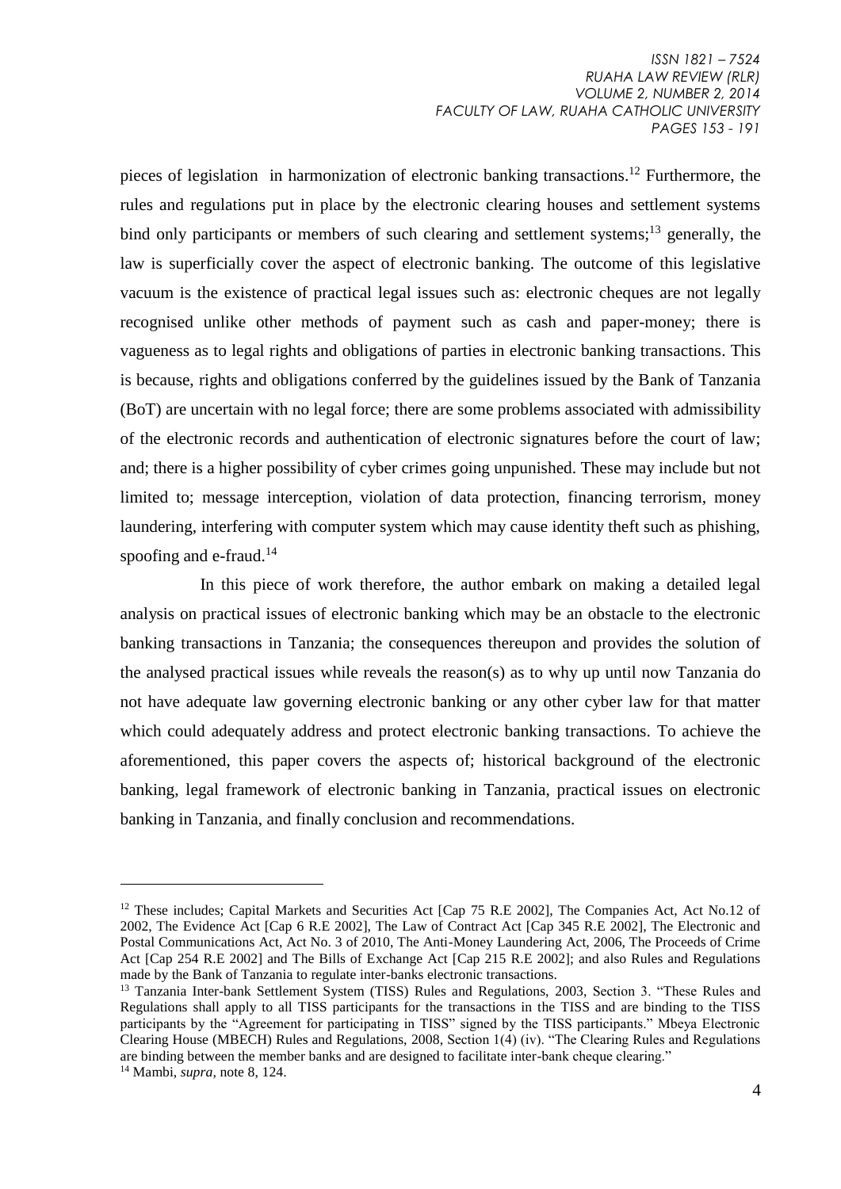pieces of legislation in harmonization of electronic banking transactions.[12] Furthermore, the rules and regulations put in place by the electronic clearing houses and settlement systems bind only participants or members of such clearing and settlement systems;[13] generally, the law is superficially cover the aspect of electronic banking. The outcome of this legislative vacuum is the existence of practical legal issues such as: electronic cheques are not legally recognised unlike other methods of payment such as cash and paper-money; there is vagueness as to legal rights and obligations of parties in electronic banking transactions. This is because, rights and obligations conferred by the guidelines issued by the Bank of Tanzania (BoT) are uncertain with no legal force; there are some problems associated with admissibility of the electronic records and authentication of electronic signatures before the court of law; and; there is a higher possibility of cyber crimes going unpunished. These may include but not limited to; message interception, violation of data protection, financing terrorism, money laundering, interfering with computer system which may cause identity theft such as phishing, spoofing and e-fraud.[14]

In this piece of work therefore, the author embark on making a detailed legal analysis on practical issues of electronic banking which may be an obstacle to the electronic banking transactions in Tanzania; the consequences thereupon and provides the solution of the analysed practical issues while reveals the reason(s) as to why up until now Tanzania do not have adequate law governing electronic banking or any other cyber law for that matter which could adequately address and protect electronic banking transactions. To achieve the aforementioned, this paper covers the aspects of; historical background of the electronic banking, legal framework of electronic banking in Tanzania, practical issues on electronic banking in Tanzania, and finally conclusion and recommendations.

---

[12] These includes; Capital Markets and Securities Act [Cap 75 R.E 2002], The Companies Act, Act No.12 of 2002, The Evidence Act [Cap 6 R.E 2002], The Law of Contract Act [Cap 345 R.E 2002], The Electronic and Postal Communications Act, Act No. 3 of 2010, The Anti-Money Laundering Act, 2006, The Proceeds of Crime Act [Cap 254 R.E 2002] and The Bills of Exchange Act [Cap 215 R.E 2002]; and also Rules and Regulations made by the Bank of Tanzania to regulate inter-banks electronic transactions.

[13] Tanzania Inter-bank Settlement System (TISS) Rules and Regulations, 2003, Section 3. "These Rules and Regulations shall apply to all TISS participants for the transactions in the TISS and are binding to the TISS participants by the "Agreement for participating in TISS" signed by the TISS participants." Mbeya Electronic Clearing House (MBECH) Rules and Regulations, 2008, Section 1(4) (iv). "The Clearing Rules and Regulations are binding between the member banks and are designed to facilitate inter-bank cheque clearing."

[14] Mambi, *supra*, note 8, 124.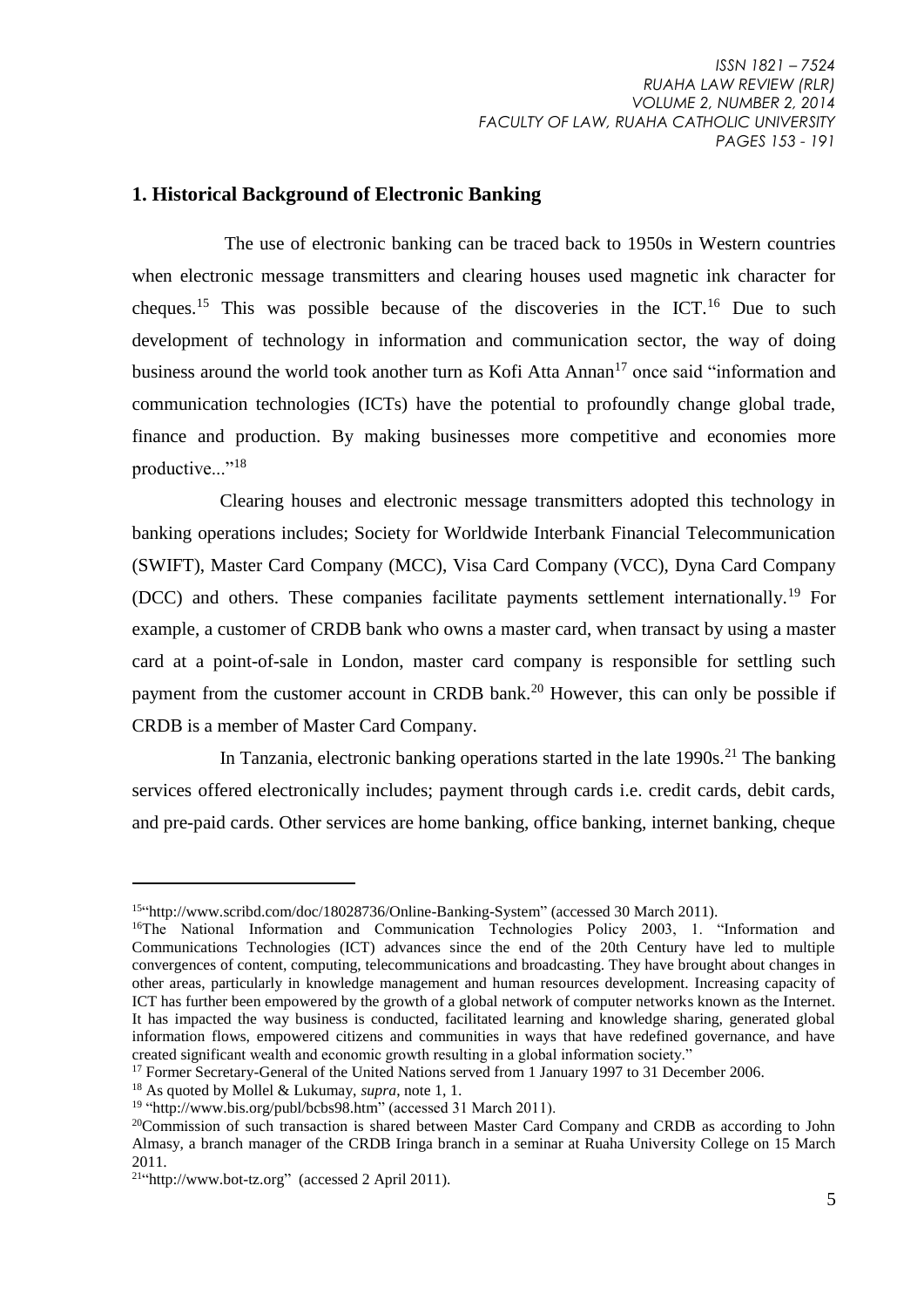## 1. Historical Background of Electronic Banking

The use of electronic banking can be traced back to 1950s in Western countries when electronic message transmitters and clearing houses used magnetic ink character for cheques.[15] This was possible because of the discoveries in the ICT.[16] Due to such development of technology in information and communication sector, the way of doing business around the world took another turn as Kofi Atta Annan[17] once said "information and communication technologies (ICTs) have the potential to profoundly change global trade, finance and production. By making businesses more competitive and economies more productive..."[18]

Clearing houses and electronic message transmitters adopted this technology in banking operations includes; Society for Worldwide Interbank Financial Telecommunication (SWIFT), Master Card Company (MCC), Visa Card Company (VCC), Dyna Card Company (DCC) and others. These companies facilitate payments settlement internationally.[19] For example, a customer of CRDB bank who owns a master card, when transact by using a master card at a point-of-sale in London, master card company is responsible for settling such payment from the customer account in CRDB bank.[20] However, this can only be possible if CRDB is a member of Master Card Company.

In Tanzania, electronic banking operations started in the late 1990s.[21] The banking services offered electronically includes; payment through cards i.e. credit cards, debit cards, and pre-paid cards. Other services are home banking, office banking, internet banking, cheque

---

[15] "http://www.scribd.com/doc/18028736/Online-Banking-System" (accessed 30 March 2011).

[16] The National Information and Communication Technologies Policy 2003, 1. "Information and Communications Technologies (ICT) advances since the end of the 20th Century have led to multiple convergences of content, computing, telecommunications and broadcasting. They have brought about changes in other areas, particularly in knowledge management and human resources development. Increasing capacity of ICT has further been empowered by the growth of a global network of computer networks known as the Internet. It has impacted the way business is conducted, facilitated learning and knowledge sharing, generated global information flows, empowered citizens and communities in ways that have redefined governance, and have created significant wealth and economic growth resulting in a global information society."

[17] Former Secretary-General of the United Nations served from 1 January 1997 to 31 December 2006.

[18] As quoted by Mollel & Lukumay, *supra*, note 1, 1.

[19] "http://www.bis.org/publ/bcbs98.htm" (accessed 31 March 2011).

[20] Commission of such transaction is shared between Master Card Company and CRDB as according to John Almasy, a branch manager of the CRDB Iringa branch in a seminar at Ruaha University College on 15 March 2011.

[21] "http://www.bot-tz.org" (accessed 2 April 2011).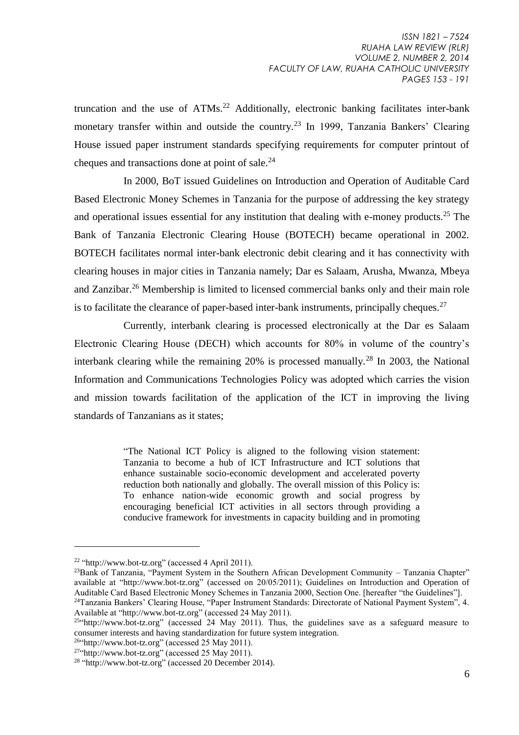truncation and the use of ATMs.[22] Additionally, electronic banking facilitates inter-bank monetary transfer within and outside the country.[23] In 1999, Tanzania Bankers' Clearing House issued paper instrument standards specifying requirements for computer printout of cheques and transactions done at point of sale.[24]

In 2000, BoT issued Guidelines on Introduction and Operation of Auditable Card Based Electronic Money Schemes in Tanzania for the purpose of addressing the key strategy and operational issues essential for any institution that dealing with e-money products.[25] The Bank of Tanzania Electronic Clearing House (BOTECH) became operational in 2002. BOTECH facilitates normal inter-bank electronic debit clearing and it has connectivity with clearing houses in major cities in Tanzania namely; Dar es Salaam, Arusha, Mwanza, Mbeya and Zanzibar.[26] Membership is limited to licensed commercial banks only and their main role is to facilitate the clearance of paper-based inter-bank instruments, principally cheques.[27]

Currently, interbank clearing is processed electronically at the Dar es Salaam Electronic Clearing House (DECH) which accounts for 80% in volume of the country's interbank clearing while the remaining 20% is processed manually.[28] In 2003, the National Information and Communications Technologies Policy was adopted which carries the vision and mission towards facilitation of the application of the ICT in improving the living standards of Tanzanians as it states;

> "The National ICT Policy is aligned to the following vision statement: Tanzania to become a hub of ICT Infrastructure and ICT solutions that enhance sustainable socio-economic development and accelerated poverty reduction both nationally and globally. The overall mission of this Policy is: To enhance nation-wide economic growth and social progress by encouraging beneficial ICT activities in all sectors through providing a conducive framework for investments in capacity building and in promoting

---

[22] "http://www.bot-tz.org" (accessed 4 April 2011).

[23] Bank of Tanzania, "Payment System in the Southern African Development Community – Tanzania Chapter" available at "http://www.bot-tz.org" (accessed on 20/05/2011); Guidelines on Introduction and Operation of Auditable Card Based Electronic Money Schemes in Tanzania 2000, Section One. [hereafter "the Guidelines"].

[24] Tanzania Bankers' Clearing House, "Paper Instrument Standards: Directorate of National Payment System", 4. Available at "http://www.bot-tz.org" (accessed 24 May 2011).

[25] "http://www.bot-tz.org" (accessed 24 May 2011). Thus, the guidelines save as a safeguard measure to consumer interests and having standardization for future system integration.

[26] "http://www.bot-tz.org" (accessed 25 May 2011).

[27] "http://www.bot-tz.org" (accessed 25 May 2011).

[28] "http://www.bot-tz.org" (accessed 20 December 2014).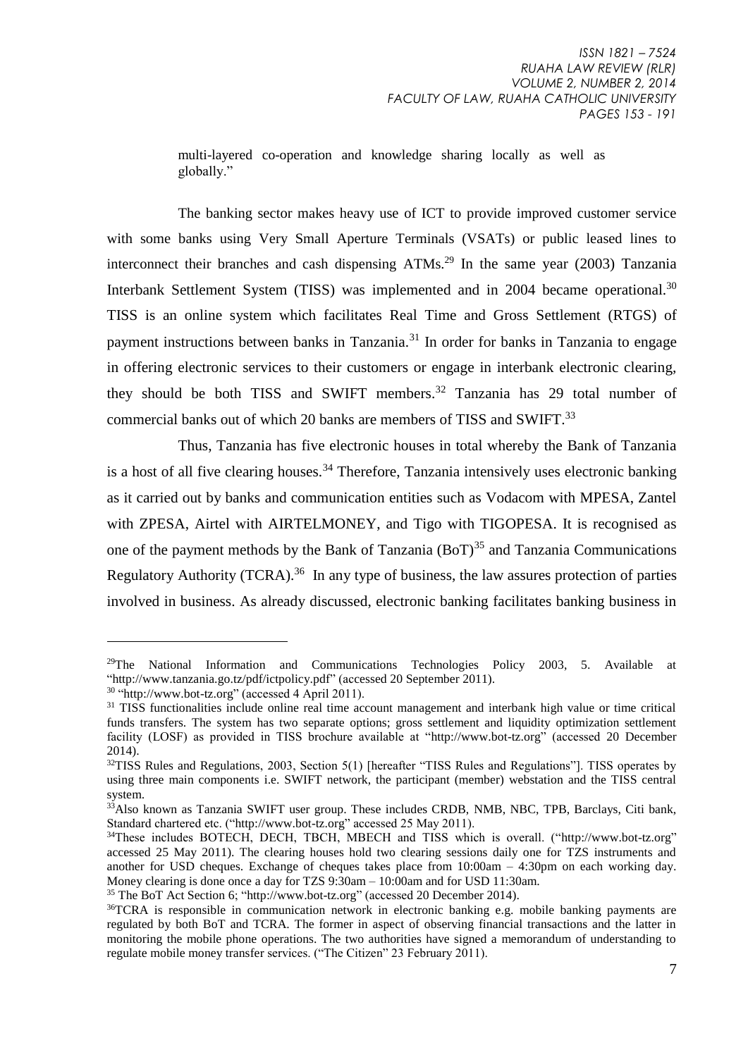multi-layered co-operation and knowledge sharing locally as well as globally."

The banking sector makes heavy use of ICT to provide improved customer service with some banks using Very Small Aperture Terminals (VSATs) or public leased lines to interconnect their branches and cash dispensing ATMs.[29] In the same year (2003) Tanzania Interbank Settlement System (TISS) was implemented and in 2004 became operational.[30] TISS is an online system which facilitates Real Time and Gross Settlement (RTGS) of payment instructions between banks in Tanzania.[31] In order for banks in Tanzania to engage in offering electronic services to their customers or engage in interbank electronic clearing, they should be both TISS and SWIFT members.[32] Tanzania has 29 total number of commercial banks out of which 20 banks are members of TISS and SWIFT.[33]

Thus, Tanzania has five electronic houses in total whereby the Bank of Tanzania is a host of all five clearing houses.[34] Therefore, Tanzania intensively uses electronic banking as it carried out by banks and communication entities such as Vodacom with MPESA, Zantel with ZPESA, Airtel with AIRTELMONEY, and Tigo with TIGOPESA. It is recognised as one of the payment methods by the Bank of Tanzania (BoT)[35] and Tanzania Communications Regulatory Authority (TCRA).[36] In any type of business, the law assures protection of parties involved in business. As already discussed, electronic banking facilitates banking business in

---

[29] The National Information and Communications Technologies Policy 2003, 5. Available at "http://www.tanzania.go.tz/pdf/ictpolicy.pdf" (accessed 20 September 2011).

[30] "http://www.bot-tz.org" (accessed 4 April 2011).

[31] TISS functionalities include online real time account management and interbank high value or time critical funds transfers. The system has two separate options; gross settlement and liquidity optimization settlement facility (LOSF) as provided in TISS brochure available at "http://www.bot-tz.org" (accessed 20 December 2014).

[32] TISS Rules and Regulations, 2003, Section 5(1) [hereafter "TISS Rules and Regulations"]. TISS operates by using three main components i.e. SWIFT network, the participant (member) webstation and the TISS central system.

[33] Also known as Tanzania SWIFT user group. These includes CRDB, NMB, NBC, TPB, Barclays, Citi bank, Standard chartered etc. ("http://www.bot-tz.org" accessed 25 May 2011).

[34] These includes BOTECH, DECH, TBCH, MBECH and TISS which is overall. ("http://www.bot-tz.org" accessed 25 May 2011). The clearing houses hold two clearing sessions daily one for TZS instruments and another for USD cheques. Exchange of cheques takes place from 10:00am – 4:30pm on each working day. Money clearing is done once a day for TZS 9:30am – 10:00am and for USD 11:30am.

[35] The BoT Act Section 6; "http://www.bot-tz.org" (accessed 20 December 2014).

[36] TCRA is responsible in communication network in electronic banking e.g. mobile banking payments are regulated by both BoT and TCRA. The former in aspect of observing financial transactions and the latter in monitoring the mobile phone operations. The two authorities have signed a memorandum of understanding to regulate mobile money transfer services. ("The Citizen" 23 February 2011).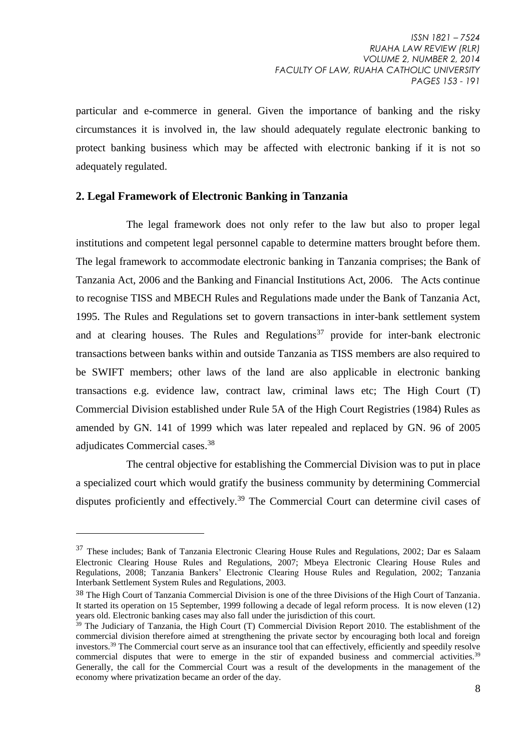particular and e-commerce in general. Given the importance of banking and the risky circumstances it is involved in, the law should adequately regulate electronic banking to protect banking business which may be affected with electronic banking if it is not so adequately regulated.

## 2. Legal Framework of Electronic Banking in Tanzania

The legal framework does not only refer to the law but also to proper legal institutions and competent legal personnel capable to determine matters brought before them. The legal framework to accommodate electronic banking in Tanzania comprises; the Bank of Tanzania Act, 2006 and the Banking and Financial Institutions Act, 2006. The Acts continue to recognise TISS and MBECH Rules and Regulations made under the Bank of Tanzania Act, 1995. The Rules and Regulations set to govern transactions in inter-bank settlement system and at clearing houses. The Rules and Regulations[37] provide for inter-bank electronic transactions between banks within and outside Tanzania as TISS members are also required to be SWIFT members; other laws of the land are also applicable in electronic banking transactions e.g. evidence law, contract law, criminal laws etc; The High Court (T) Commercial Division established under Rule 5A of the High Court Registries (1984) Rules as amended by GN. 141 of 1999 which was later repealed and replaced by GN. 96 of 2005 adjudicates Commercial cases.[38]

The central objective for establishing the Commercial Division was to put in place a specialized court which would gratify the business community by determining Commercial disputes proficiently and effectively.[39] The Commercial Court can determine civil cases of

---

[37] These includes; Bank of Tanzania Electronic Clearing House Rules and Regulations, 2002; Dar es Salaam Electronic Clearing House Rules and Regulations, 2007; Mbeya Electronic Clearing House Rules and Regulations, 2008; Tanzania Bankers' Electronic Clearing House Rules and Regulation, 2002; Tanzania Interbank Settlement System Rules and Regulations, 2003.

[38] The High Court of Tanzania Commercial Division is one of the three Divisions of the High Court of Tanzania. It started its operation on 15 September, 1999 following a decade of legal reform process. It is now eleven (12) years old. Electronic banking cases may also fall under the jurisdiction of this court.

[39] The Judiciary of Tanzania, the High Court (T) Commercial Division Report 2010. The establishment of the commercial division therefore aimed at strengthening the private sector by encouraging both local and foreign investors.[39] The Commercial court serve as an insurance tool that can effectively, efficiently and speedily resolve commercial disputes that were to emerge in the stir of expanded business and commercial activities.[39] Generally, the call for the Commercial Court was a result of the developments in the management of the economy where privatization became an order of the day.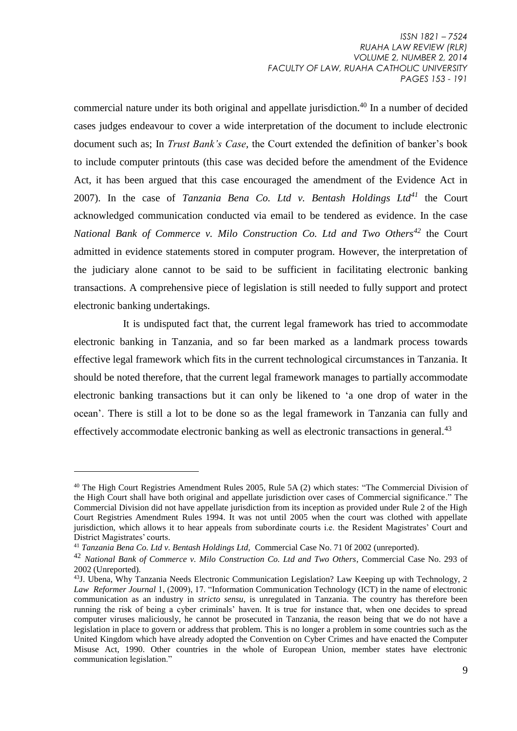commercial nature under its both original and appellate jurisdiction.[40] In a number of decided cases judges endeavour to cover a wide interpretation of the document to include electronic document such as; In *Trust Bank's Case*, the Court extended the definition of banker's book to include computer printouts (this case was decided before the amendment of the Evidence Act, it has been argued that this case encouraged the amendment of the Evidence Act in 2007). In the case of *Tanzania Bena Co. Ltd v. Bentash Holdings Ltd*[41] the Court acknowledged communication conducted via email to be tendered as evidence. In the case *National Bank of Commerce v. Milo Construction Co. Ltd and Two Others*[42] the Court admitted in evidence statements stored in computer program. However, the interpretation of the judiciary alone cannot to be said to be sufficient in facilitating electronic banking transactions. A comprehensive piece of legislation is still needed to fully support and protect electronic banking undertakings.

It is undisputed fact that, the current legal framework has tried to accommodate electronic banking in Tanzania, and so far been marked as a landmark process towards effective legal framework which fits in the current technological circumstances in Tanzania. It should be noted therefore, that the current legal framework manages to partially accommodate electronic banking transactions but it can only be likened to 'a one drop of water in the ocean'. There is still a lot to be done so as the legal framework in Tanzania can fully and effectively accommodate electronic banking as well as electronic transactions in general.[43]

---

[40] The High Court Registries Amendment Rules 2005, Rule 5A (2) which states: "The Commercial Division of the High Court shall have both original and appellate jurisdiction over cases of Commercial significance." The Commercial Division did not have appellate jurisdiction from its inception as provided under Rule 2 of the High Court Registries Amendment Rules 1994. It was not until 2005 when the court was clothed with appellate jurisdiction, which allows it to hear appeals from subordinate courts i.e. the Resident Magistrates' Court and District Magistrates' courts.

[41] *Tanzania Bena Co. Ltd v. Bentash Holdings Ltd*, Commercial Case No. 71 0f 2002 (unreported).

[42] *National Bank of Commerce v. Milo Construction Co. Ltd and Two Others*, Commercial Case No. 293 of 2002 (Unreported).

[43] J. Ubena, Why Tanzania Needs Electronic Communication Legislation? Law Keeping up with Technology, 2 *Law Reformer Journal* 1, (2009), 17. "Information Communication Technology (ICT) in the name of electronic communication as an industry in *stricto sensu*, is unregulated in Tanzania. The country has therefore been running the risk of being a cyber criminals' haven. It is true for instance that, when one decides to spread computer viruses maliciously, he cannot be prosecuted in Tanzania, the reason being that we do not have a legislation in place to govern or address that problem. This is no longer a problem in some countries such as the United Kingdom which have already adopted the Convention on Cyber Crimes and have enacted the Computer Misuse Act, 1990. Other countries in the whole of European Union, member states have electronic communication legislation."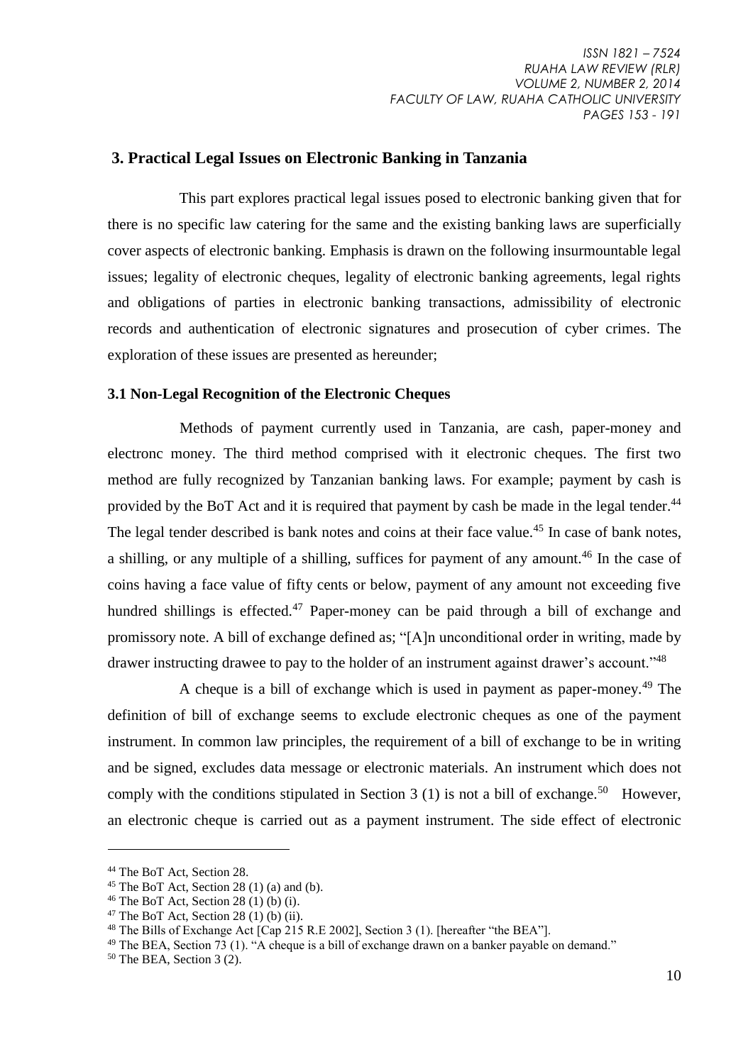## 3. Practical Legal Issues on Electronic Banking in Tanzania

This part explores practical legal issues posed to electronic banking given that for there is no specific law catering for the same and the existing banking laws are superficially cover aspects of electronic banking. Emphasis is drawn on the following insurmountable legal issues; legality of electronic cheques, legality of electronic banking agreements, legal rights and obligations of parties in electronic banking transactions, admissibility of electronic records and authentication of electronic signatures and prosecution of cyber crimes. The exploration of these issues are presented as hereunder;

### 3.1 Non-Legal Recognition of the Electronic Cheques

Methods of payment currently used in Tanzania, are cash, paper-money and electronc money. The third method comprised with it electronic cheques. The first two method are fully recognized by Tanzanian banking laws. For example; payment by cash is provided by the BoT Act and it is required that payment by cash be made in the legal tender.[44] The legal tender described is bank notes and coins at their face value.[45] In case of bank notes, a shilling, or any multiple of a shilling, suffices for payment of any amount.[46] In the case of coins having a face value of fifty cents or below, payment of any amount not exceeding five hundred shillings is effected.[47] Paper-money can be paid through a bill of exchange and promissory note. A bill of exchange defined as; "[A]n unconditional order in writing, made by drawer instructing drawee to pay to the holder of an instrument against drawer's account."[48]

A cheque is a bill of exchange which is used in payment as paper-money.[49] The definition of bill of exchange seems to exclude electronic cheques as one of the payment instrument. In common law principles, the requirement of a bill of exchange to be in writing and be signed, excludes data message or electronic materials. An instrument which does not comply with the conditions stipulated in Section 3 (1) is not a bill of exchange.[50] However, an electronic cheque is carried out as a payment instrument. The side effect of electronic

---

[44] The BoT Act, Section 28.

[45] The BoT Act, Section 28 (1) (a) and (b).

[46] The BoT Act, Section 28 (1) (b) (i).

[47] The BoT Act, Section 28 (1) (b) (ii).

[48] The Bills of Exchange Act [Cap 215 R.E 2002], Section 3 (1). [hereafter "the BEA"].

[49] The BEA, Section 73 (1). "A cheque is a bill of exchange drawn on a banker payable on demand."

[50] The BEA, Section 3 (2).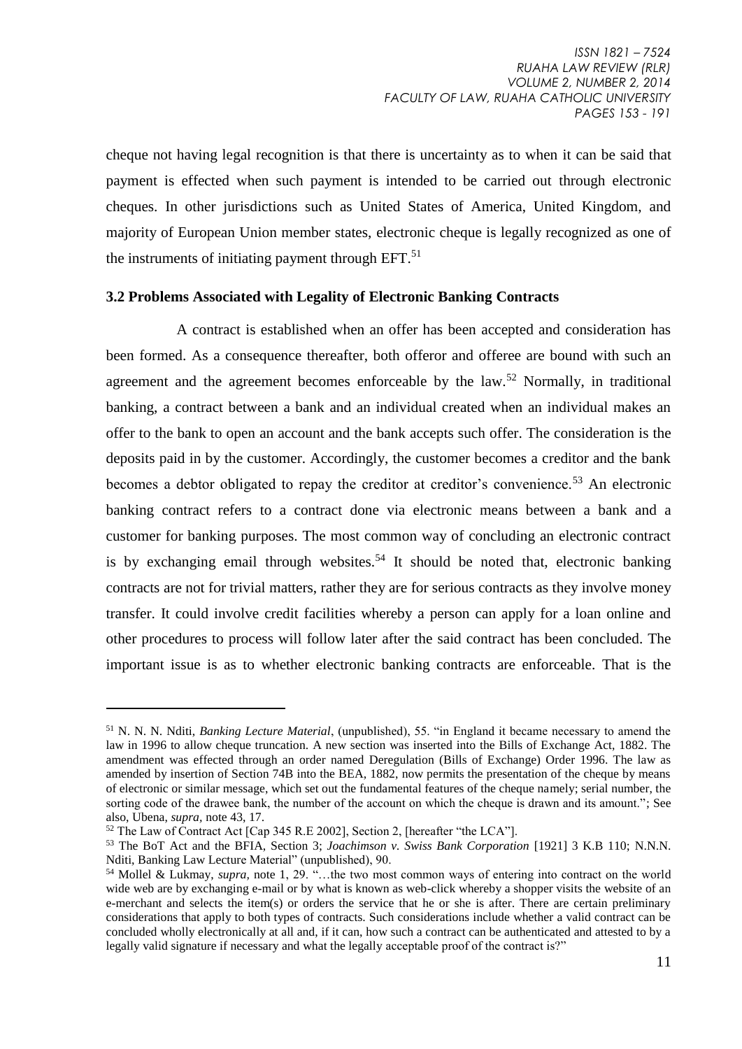cheque not having legal recognition is that there is uncertainty as to when it can be said that payment is effected when such payment is intended to be carried out through electronic cheques. In other jurisdictions such as United States of America, United Kingdom, and majority of European Union member states, electronic cheque is legally recognized as one of the instruments of initiating payment through EFT.[51]

### 3.2 Problems Associated with Legality of Electronic Banking Contracts

A contract is established when an offer has been accepted and consideration has been formed. As a consequence thereafter, both offeror and offeree are bound with such an agreement and the agreement becomes enforceable by the law.[52] Normally, in traditional banking, a contract between a bank and an individual created when an individual makes an offer to the bank to open an account and the bank accepts such offer. The consideration is the deposits paid in by the customer. Accordingly, the customer becomes a creditor and the bank becomes a debtor obligated to repay the creditor at creditor's convenience.[53] An electronic banking contract refers to a contract done via electronic means between a bank and a customer for banking purposes. The most common way of concluding an electronic contract is by exchanging email through websites.[54] It should be noted that, electronic banking contracts are not for trivial matters, rather they are for serious contracts as they involve money transfer. It could involve credit facilities whereby a person can apply for a loan online and other procedures to process will follow later after the said contract has been concluded. The important issue is as to whether electronic banking contracts are enforceable. That is the

---

[51] N. N. N. Nditi, *Banking Lecture Material*, (unpublished), 55. "in England it became necessary to amend the law in 1996 to allow cheque truncation. A new section was inserted into the Bills of Exchange Act, 1882. The amendment was effected through an order named Deregulation (Bills of Exchange) Order 1996. The law as amended by insertion of Section 74B into the BEA, 1882, now permits the presentation of the cheque by means of electronic or similar message, which set out the fundamental features of the cheque namely; serial number, the sorting code of the drawee bank, the number of the account on which the cheque is drawn and its amount."; See also, Ubena, *supra*, note 43, 17.

[52] The Law of Contract Act [Cap 345 R.E 2002], Section 2, [hereafter "the LCA"].

[53] The BoT Act and the BFIA, Section 3; *Joachimson v. Swiss Bank Corporation* [1921] 3 K.B 110; N.N.N. Nditi, Banking Law Lecture Material" (unpublished), 90.

[54] Mollel & Lukmay, *supra*, note 1, 29. "…the two most common ways of entering into contract on the world wide web are by exchanging e-mail or by what is known as web-click whereby a shopper visits the website of an e-merchant and selects the item(s) or orders the service that he or she is after. There are certain preliminary considerations that apply to both types of contracts. Such considerations include whether a valid contract can be concluded wholly electronically at all and, if it can, how such a contract can be authenticated and attested to by a legally valid signature if necessary and what the legally acceptable proof of the contract is?"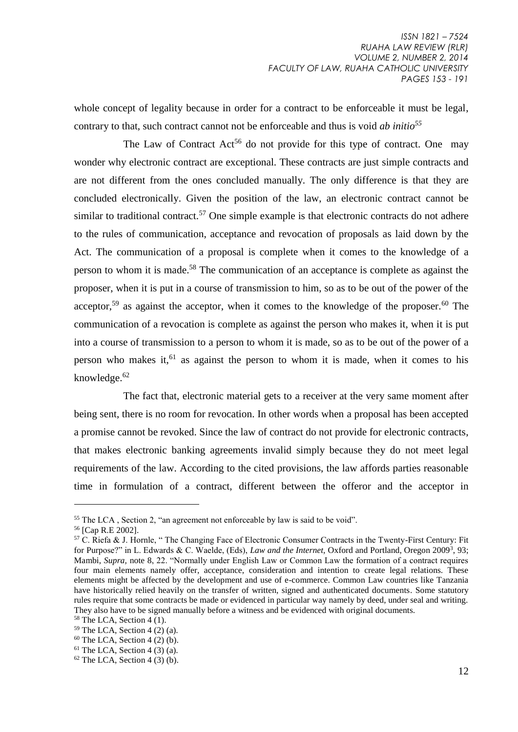whole concept of legality because in order for a contract to be enforceable it must be legal, contrary to that, such contract cannot not be enforceable and thus is void *ab initio*[55]

The Law of Contract Act[56] do not provide for this type of contract. One may wonder why electronic contract are exceptional. These contracts are just simple contracts and are not different from the ones concluded manually. The only difference is that they are concluded electronically. Given the position of the law, an electronic contract cannot be similar to traditional contract.[57] One simple example is that electronic contracts do not adhere to the rules of communication, acceptance and revocation of proposals as laid down by the Act. The communication of a proposal is complete when it comes to the knowledge of a person to whom it is made.[58] The communication of an acceptance is complete as against the proposer, when it is put in a course of transmission to him, so as to be out of the power of the acceptor,[59] as against the acceptor, when it comes to the knowledge of the proposer.[60] The communication of a revocation is complete as against the person who makes it, when it is put into a course of transmission to a person to whom it is made, so as to be out of the power of a person who makes it,[61] as against the person to whom it is made, when it comes to his knowledge.[62]

The fact that, electronic material gets to a receiver at the very same moment after being sent, there is no room for revocation. In other words when a proposal has been accepted a promise cannot be revoked. Since the law of contract do not provide for electronic contracts, that makes electronic banking agreements invalid simply because they do not meet legal requirements of the law. According to the cited provisions, the law affords parties reasonable time in formulation of a contract, different between the offeror and the acceptor in

---

[55] The LCA , Section 2, "an agreement not enforceable by law is said to be void".

[56] [Cap R.E 2002].

[57] C. Riefa & J. Hornle, " The Changing Face of Electronic Consumer Contracts in the Twenty-First Century: Fit for Purpose?" in L. Edwards & C. Waelde, (Eds), *Law and the Internet,* Oxford and Portland, Oregon 2009[3], 93; Mambi, *Supra,* note 8, 22. "Normally under English Law or Common Law the formation of a contract requires four main elements namely offer, acceptance, consideration and intention to create legal relations. These elements might be affected by the development and use of e-commerce. Common Law countries like Tanzania have historically relied heavily on the transfer of written, signed and authenticated documents. Some statutory rules require that some contracts be made or evidenced in particular way namely by deed, under seal and writing. They also have to be signed manually before a witness and be evidenced with original documents.

[58] The LCA, Section 4 (1).

[59] The LCA, Section 4 (2) (a).

[60] The LCA, Section 4 (2) (b).

[61] The LCA, Section 4 (3) (a).

[62] The LCA, Section 4 (3) (b).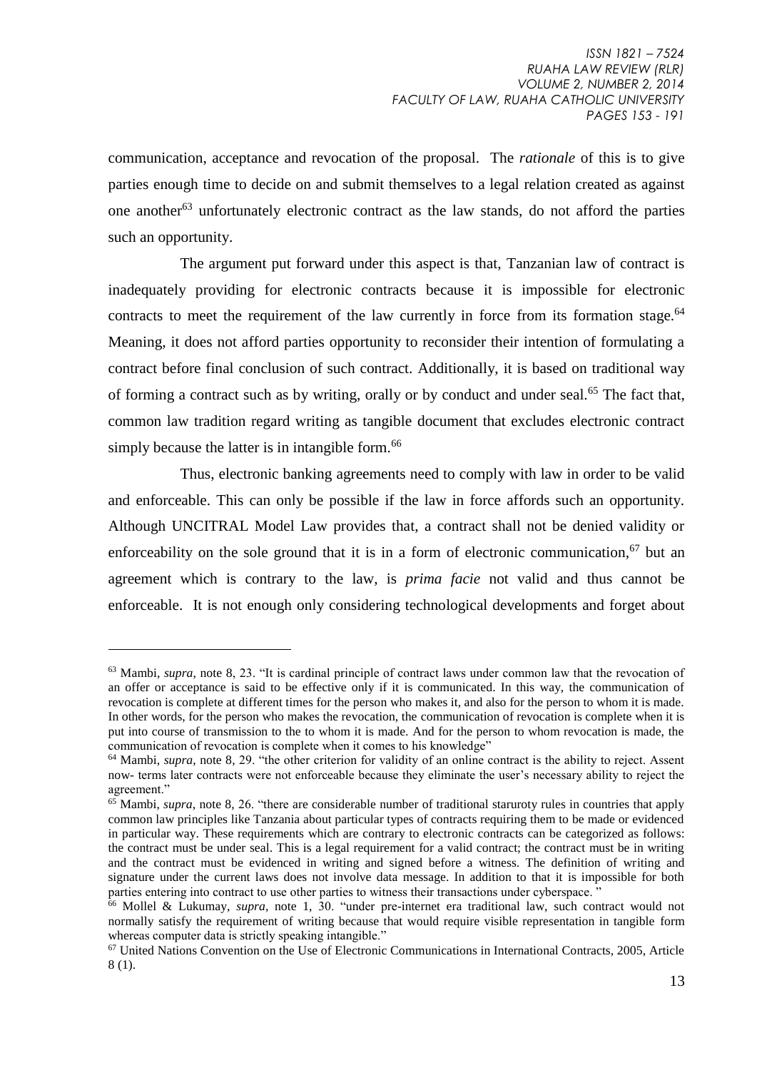communication, acceptance and revocation of the proposal. The *rationale* of this is to give parties enough time to decide on and submit themselves to a legal relation created as against one another[63] unfortunately electronic contract as the law stands, do not afford the parties such an opportunity.

The argument put forward under this aspect is that, Tanzanian law of contract is inadequately providing for electronic contracts because it is impossible for electronic contracts to meet the requirement of the law currently in force from its formation stage.[64] Meaning, it does not afford parties opportunity to reconsider their intention of formulating a contract before final conclusion of such contract. Additionally, it is based on traditional way of forming a contract such as by writing, orally or by conduct and under seal.[65] The fact that, common law tradition regard writing as tangible document that excludes electronic contract simply because the latter is in intangible form.[66]

Thus, electronic banking agreements need to comply with law in order to be valid and enforceable. This can only be possible if the law in force affords such an opportunity. Although UNCITRAL Model Law provides that, a contract shall not be denied validity or enforceability on the sole ground that it is in a form of electronic communication,[67] but an agreement which is contrary to the law, is *prima facie* not valid and thus cannot be enforceable. It is not enough only considering technological developments and forget about

---

[63] Mambi, *supra*, note 8, 23. "It is cardinal principle of contract laws under common law that the revocation of an offer or acceptance is said to be effective only if it is communicated. In this way, the communication of revocation is complete at different times for the person who makes it, and also for the person to whom it is made. In other words, for the person who makes the revocation, the communication of revocation is complete when it is put into course of transmission to the to whom it is made. And for the person to whom revocation is made, the communication of revocation is complete when it comes to his knowledge"

[64] Mambi, *supra*, note 8, 29. "the other criterion for validity of an online contract is the ability to reject. Assent now- terms later contracts were not enforceable because they eliminate the user's necessary ability to reject the agreement."

[65] Mambi, *supra*, note 8, 26. "there are considerable number of traditional staruroty rules in countries that apply common law principles like Tanzania about particular types of contracts requiring them to be made or evidenced in particular way. These requirements which are contrary to electronic contracts can be categorized as follows: the contract must be under seal. This is a legal requirement for a valid contract; the contract must be in writing and the contract must be evidenced in writing and signed before a witness. The definition of writing and signature under the current laws does not involve data message. In addition to that it is impossible for both parties entering into contract to use other parties to witness their transactions under cyberspace. "

[66] Mollel & Lukumay, *supra*, note 1, 30. "under pre-internet era traditional law, such contract would not normally satisfy the requirement of writing because that would require visible representation in tangible form whereas computer data is strictly speaking intangible."

[67] United Nations Convention on the Use of Electronic Communications in International Contracts, 2005, Article 8 (1).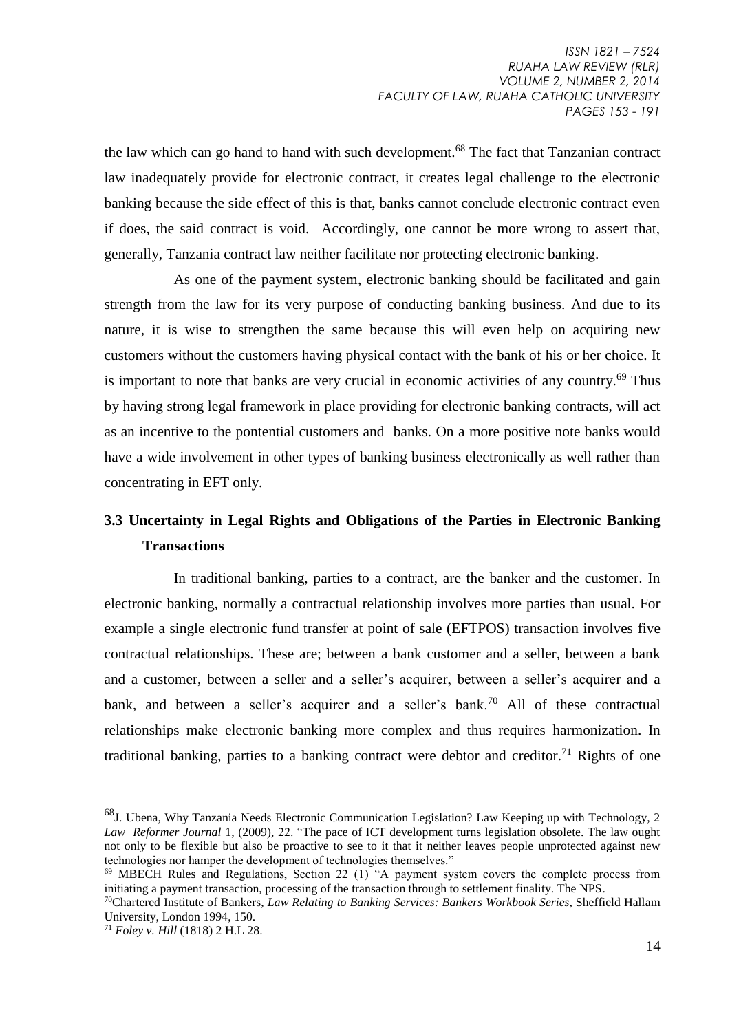the law which can go hand to hand with such development.[68] The fact that Tanzanian contract law inadequately provide for electronic contract, it creates legal challenge to the electronic banking because the side effect of this is that, banks cannot conclude electronic contract even if does, the said contract is void. Accordingly, one cannot be more wrong to assert that, generally, Tanzania contract law neither facilitate nor protecting electronic banking.

As one of the payment system, electronic banking should be facilitated and gain strength from the law for its very purpose of conducting banking business. And due to its nature, it is wise to strengthen the same because this will even help on acquiring new customers without the customers having physical contact with the bank of his or her choice. It is important to note that banks are very crucial in economic activities of any country.[69] Thus by having strong legal framework in place providing for electronic banking contracts, will act as an incentive to the pontential customers and banks. On a more positive note banks would have a wide involvement in other types of banking business electronically as well rather than concentrating in EFT only.

## 3.3 Uncertainty in Legal Rights and Obligations of the Parties in Electronic Banking Transactions

In traditional banking, parties to a contract, are the banker and the customer. In electronic banking, normally a contractual relationship involves more parties than usual. For example a single electronic fund transfer at point of sale (EFTPOS) transaction involves five contractual relationships. These are; between a bank customer and a seller, between a bank and a customer, between a seller and a seller's acquirer, between a seller's acquirer and a bank, and between a seller's acquirer and a seller's bank.[70] All of these contractual relationships make electronic banking more complex and thus requires harmonization. In traditional banking, parties to a banking contract were debtor and creditor.[71] Rights of one

---

[68] J. Ubena, Why Tanzania Needs Electronic Communication Legislation? Law Keeping up with Technology, 2 *Law Reformer Journal* 1, (2009), 22. "The pace of ICT development turns legislation obsolete. The law ought not only to be flexible but also be proactive to see to it that it neither leaves people unprotected against new technologies nor hamper the development of technologies themselves."

[69] MBECH Rules and Regulations, Section 22 (1) "A payment system covers the complete process from initiating a payment transaction, processing of the transaction through to settlement finality. The NPS.

[70] Chartered Institute of Bankers, *Law Relating to Banking Services: Bankers Workbook Series*, Sheffield Hallam University, London 1994, 150.

[71] *Foley v. Hill* (1818) 2 H.L 28.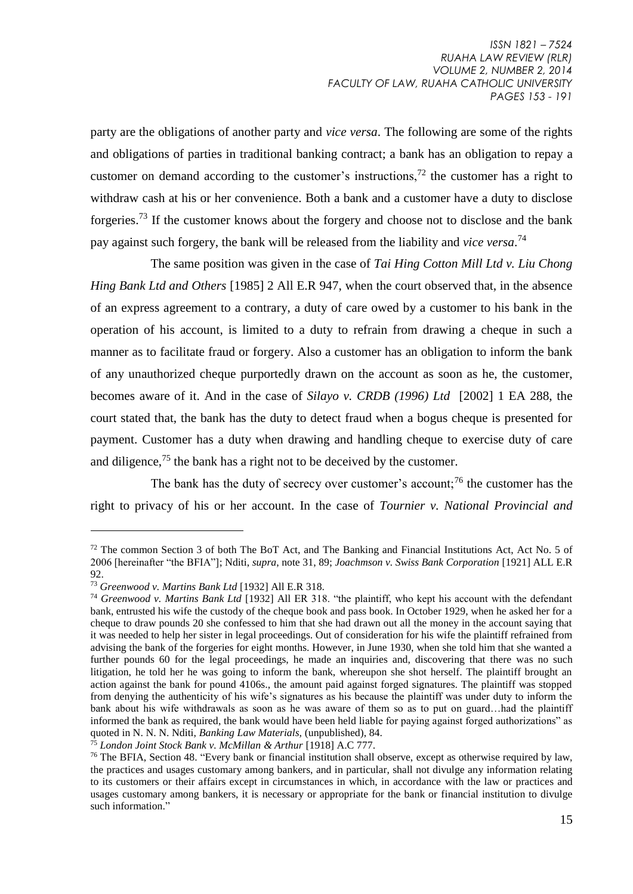party are the obligations of another party and *vice versa*. The following are some of the rights and obligations of parties in traditional banking contract; a bank has an obligation to repay a customer on demand according to the customer's instructions,[72] the customer has a right to withdraw cash at his or her convenience. Both a bank and a customer have a duty to disclose forgeries.[73] If the customer knows about the forgery and choose not to disclose and the bank pay against such forgery, the bank will be released from the liability and *vice versa*.[74]

The same position was given in the case of *Tai Hing Cotton Mill Ltd v. Liu Chong Hing Bank Ltd and Others* [1985] 2 All E.R 947, when the court observed that, in the absence of an express agreement to a contrary, a duty of care owed by a customer to his bank in the operation of his account, is limited to a duty to refrain from drawing a cheque in such a manner as to facilitate fraud or forgery. Also a customer has an obligation to inform the bank of any unauthorized cheque purportedly drawn on the account as soon as he, the customer, becomes aware of it. And in the case of *Silayo v. CRDB (1996) Ltd* [2002] 1 EA 288, the court stated that, the bank has the duty to detect fraud when a bogus cheque is presented for payment. Customer has a duty when drawing and handling cheque to exercise duty of care and diligence,[75] the bank has a right not to be deceived by the customer.

The bank has the duty of secrecy over customer's account;[76] the customer has the right to privacy of his or her account. In the case of *Tournier v. National Provincial and*

---

[72] The common Section 3 of both The BoT Act, and The Banking and Financial Institutions Act, Act No. 5 of 2006 [hereinafter "the BFIA"]; Nditi, *supra*, note 31, 89; *Joachmson v. Swiss Bank Corporation* [1921] ALL E.R 92.

[73] *Greenwood v. Martins Bank Ltd* [1932] All E.R 318.

[74] *Greenwood v. Martins Bank Ltd* [1932] All ER 318. "the plaintiff, who kept his account with the defendant bank, entrusted his wife the custody of the cheque book and pass book. In October 1929, when he asked her for a cheque to draw pounds 20 she confessed to him that she had drawn out all the money in the account saying that it was needed to help her sister in legal proceedings. Out of consideration for his wife the plaintiff refrained from advising the bank of the forgeries for eight months. However, in June 1930, when she told him that she wanted a further pounds 60 for the legal proceedings, he made an inquiries and, discovering that there was no such litigation, he told her he was going to inform the bank, whereupon she shot herself. The plaintiff brought an action against the bank for pound 4106s., the amount paid against forged signatures. The plaintiff was stopped from denying the authenticity of his wife's signatures as his because the plaintiff was under duty to inform the bank about his wife withdrawals as soon as he was aware of them so as to put on guard…had the plaintiff informed the bank as required, the bank would have been held liable for paying against forged authorizations" as quoted in N. N. N. Nditi, *Banking Law Materials,* (unpublished), 84.

[75] *London Joint Stock Bank v. McMillan & Arthur* [1918] A.C 777.

[76] The BFIA, Section 48. "Every bank or financial institution shall observe, except as otherwise required by law, the practices and usages customary among bankers, and in particular, shall not divulge any information relating to its customers or their affairs except in circumstances in which, in accordance with the law or practices and usages customary among bankers, it is necessary or appropriate for the bank or financial institution to divulge such information."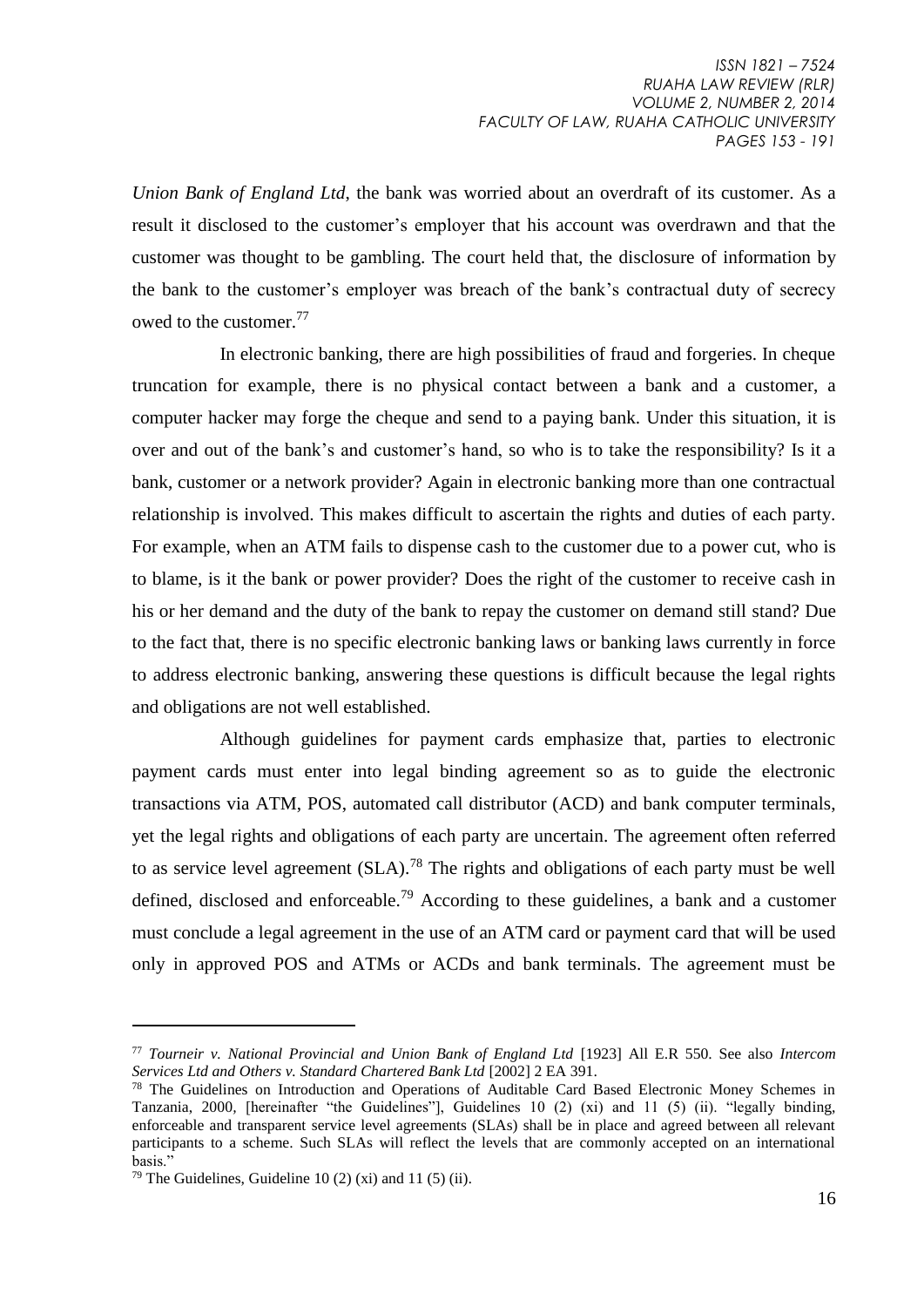*Union Bank of England Ltd*, the bank was worried about an overdraft of its customer. As a result it disclosed to the customer's employer that his account was overdrawn and that the customer was thought to be gambling. The court held that, the disclosure of information by the bank to the customer's employer was breach of the bank's contractual duty of secrecy owed to the customer.[77]

In electronic banking, there are high possibilities of fraud and forgeries. In cheque truncation for example, there is no physical contact between a bank and a customer, a computer hacker may forge the cheque and send to a paying bank. Under this situation, it is over and out of the bank's and customer's hand, so who is to take the responsibility? Is it a bank, customer or a network provider? Again in electronic banking more than one contractual relationship is involved. This makes difficult to ascertain the rights and duties of each party. For example, when an ATM fails to dispense cash to the customer due to a power cut, who is to blame, is it the bank or power provider? Does the right of the customer to receive cash in his or her demand and the duty of the bank to repay the customer on demand still stand? Due to the fact that, there is no specific electronic banking laws or banking laws currently in force to address electronic banking, answering these questions is difficult because the legal rights and obligations are not well established.

Although guidelines for payment cards emphasize that, parties to electronic payment cards must enter into legal binding agreement so as to guide the electronic transactions via ATM, POS, automated call distributor (ACD) and bank computer terminals, yet the legal rights and obligations of each party are uncertain. The agreement often referred to as service level agreement (SLA).[78] The rights and obligations of each party must be well defined, disclosed and enforceable.[79] According to these guidelines, a bank and a customer must conclude a legal agreement in the use of an ATM card or payment card that will be used only in approved POS and ATMs or ACDs and bank terminals. The agreement must be

---

[77] *Tourneir v. National Provincial and Union Bank of England Ltd* [1923] All E.R 550. See also *Intercom Services Ltd and Others v. Standard Chartered Bank Ltd* [2002] 2 EA 391.

[78] The Guidelines on Introduction and Operations of Auditable Card Based Electronic Money Schemes in Tanzania, 2000, [hereinafter "the Guidelines"], Guidelines 10 (2) (xi) and 11 (5) (ii). "legally binding, enforceable and transparent service level agreements (SLAs) shall be in place and agreed between all relevant participants to a scheme. Such SLAs will reflect the levels that are commonly accepted on an international basis."

[79] The Guidelines, Guideline 10 (2) (xi) and 11 (5) (ii).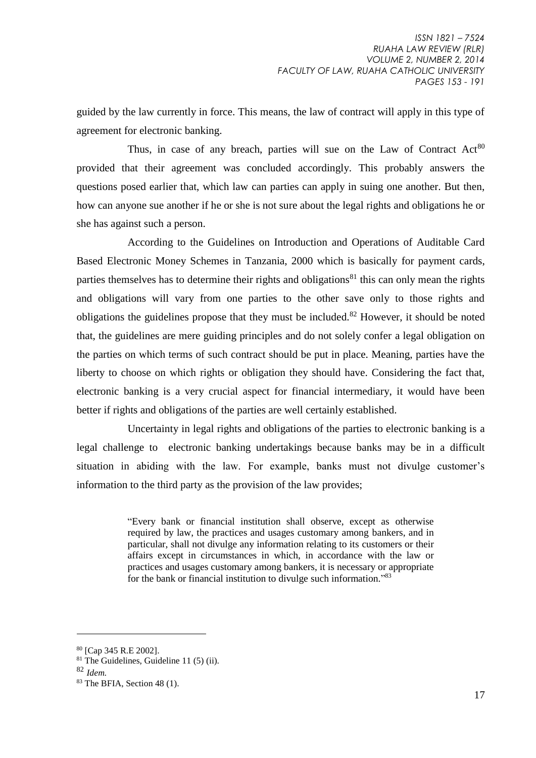guided by the law currently in force. This means, the law of contract will apply in this type of agreement for electronic banking.

Thus, in case of any breach, parties will sue on the Law of Contract Act[80] provided that their agreement was concluded accordingly. This probably answers the questions posed earlier that, which law can parties can apply in suing one another. But then, how can anyone sue another if he or she is not sure about the legal rights and obligations he or she has against such a person.

According to the Guidelines on Introduction and Operations of Auditable Card Based Electronic Money Schemes in Tanzania, 2000 which is basically for payment cards, parties themselves has to determine their rights and obligations[81] this can only mean the rights and obligations will vary from one parties to the other save only to those rights and obligations the guidelines propose that they must be included.[82] However, it should be noted that, the guidelines are mere guiding principles and do not solely confer a legal obligation on the parties on which terms of such contract should be put in place. Meaning, parties have the liberty to choose on which rights or obligation they should have. Considering the fact that, electronic banking is a very crucial aspect for financial intermediary, it would have been better if rights and obligations of the parties are well certainly established.

Uncertainty in legal rights and obligations of the parties to electronic banking is a legal challenge to electronic banking undertakings because banks may be in a difficult situation in abiding with the law. For example, banks must not divulge customer's information to the third party as the provision of the law provides;

> "Every bank or financial institution shall observe, except as otherwise required by law, the practices and usages customary among bankers, and in particular, shall not divulge any information relating to its customers or their affairs except in circumstances in which, in accordance with the law or practices and usages customary among bankers, it is necessary or appropriate for the bank or financial institution to divulge such information."[83]

---

[80] [Cap 345 R.E 2002].

[81] The Guidelines, Guideline 11 (5) (ii).

[82] *Idem.*

[83] The BFIA, Section 48 (1).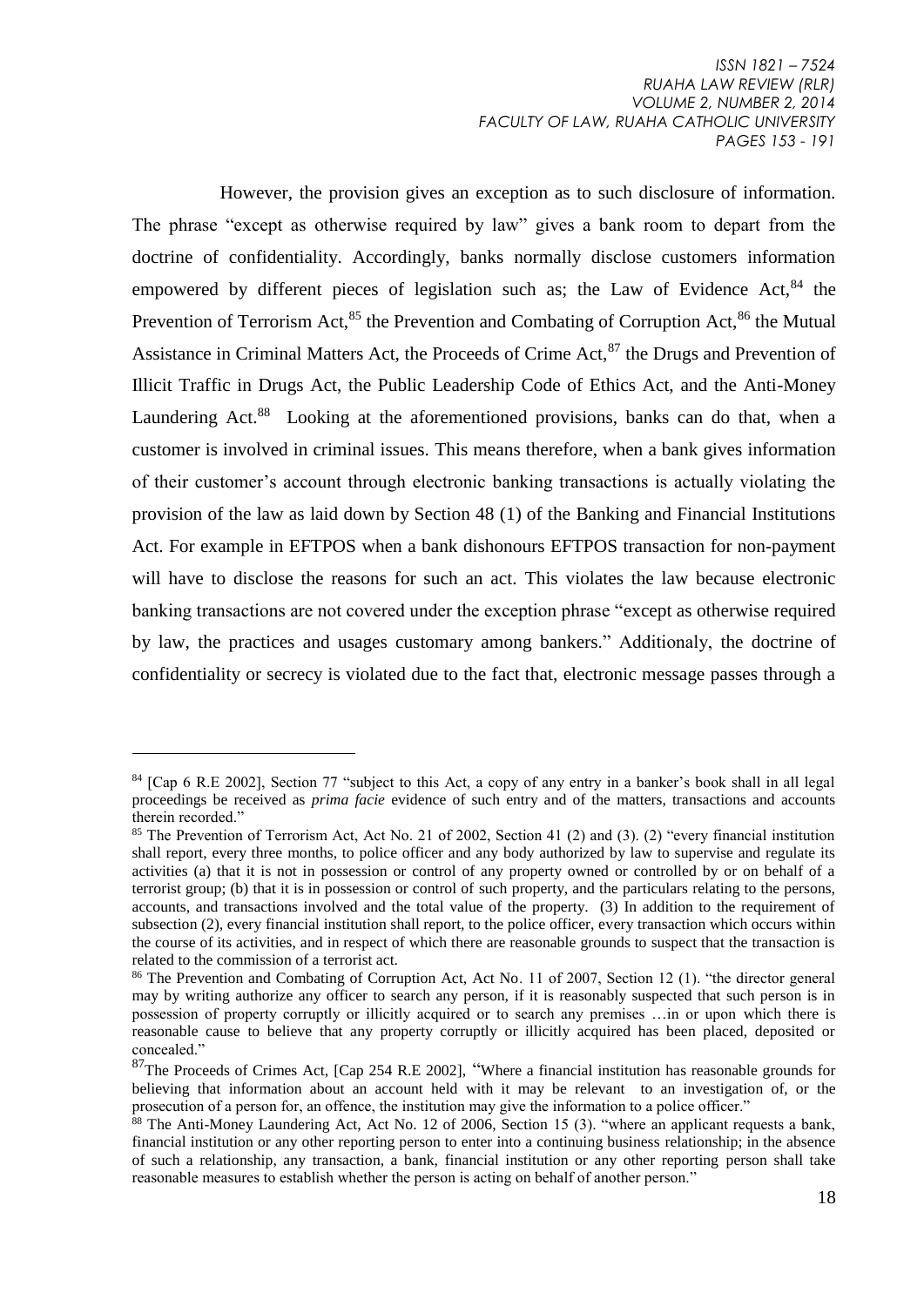However, the provision gives an exception as to such disclosure of information. The phrase "except as otherwise required by law" gives a bank room to depart from the doctrine of confidentiality. Accordingly, banks normally disclose customers information empowered by different pieces of legislation such as; the Law of Evidence Act,[84] the Prevention of Terrorism Act,[85] the Prevention and Combating of Corruption Act,[86] the Mutual Assistance in Criminal Matters Act, the Proceeds of Crime Act,[87] the Drugs and Prevention of Illicit Traffic in Drugs Act, the Public Leadership Code of Ethics Act, and the Anti-Money Laundering Act.[88] Looking at the aforementioned provisions, banks can do that, when a customer is involved in criminal issues. This means therefore, when a bank gives information of their customer's account through electronic banking transactions is actually violating the provision of the law as laid down by Section 48 (1) of the Banking and Financial Institutions Act. For example in EFTPOS when a bank dishonours EFTPOS transaction for non-payment will have to disclose the reasons for such an act. This violates the law because electronic banking transactions are not covered under the exception phrase "except as otherwise required by law, the practices and usages customary among bankers." Additionaly, the doctrine of confidentiality or secrecy is violated due to the fact that, electronic message passes through a

---

[84] [Cap 6 R.E 2002], Section 77 "subject to this Act, a copy of any entry in a banker's book shall in all legal proceedings be received as *prima facie* evidence of such entry and of the matters, transactions and accounts therein recorded."

[85] The Prevention of Terrorism Act, Act No. 21 of 2002, Section 41 (2) and (3). (2) "every financial institution shall report, every three months, to police officer and any body authorized by law to supervise and regulate its activities (a) that it is not in possession or control of any property owned or controlled by or on behalf of a terrorist group; (b) that it is in possession or control of such property, and the particulars relating to the persons, accounts, and transactions involved and the total value of the property. (3) In addition to the requirement of subsection (2), every financial institution shall report, to the police officer, every transaction which occurs within the course of its activities, and in respect of which there are reasonable grounds to suspect that the transaction is related to the commission of a terrorist act.

[86] The Prevention and Combating of Corruption Act, Act No. 11 of 2007, Section 12 (1). "the director general may by writing authorize any officer to search any person, if it is reasonably suspected that such person is in possession of property corruptly or illicitly acquired or to search any premises …in or upon which there is reasonable cause to believe that any property corruptly or illicitly acquired has been placed, deposited or concealed."

[87] The Proceeds of Crimes Act, [Cap 254 R.E 2002], "Where a financial institution has reasonable grounds for believing that information about an account held with it may be relevant to an investigation of, or the prosecution of a person for, an offence, the institution may give the information to a police officer."

[88] The Anti-Money Laundering Act, Act No. 12 of 2006, Section 15 (3). "where an applicant requests a bank, financial institution or any other reporting person to enter into a continuing business relationship; in the absence of such a relationship, any transaction, a bank, financial institution or any other reporting person shall take reasonable measures to establish whether the person is acting on behalf of another person."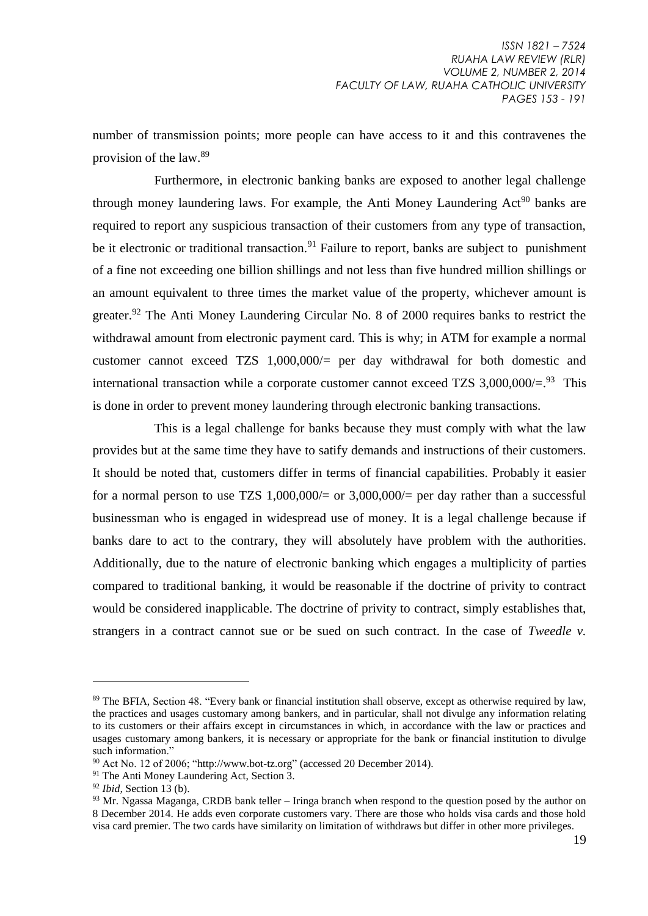number of transmission points; more people can have access to it and this contravenes the provision of the law.[89]

Furthermore, in electronic banking banks are exposed to another legal challenge through money laundering laws. For example, the Anti Money Laundering Act[90] banks are required to report any suspicious transaction of their customers from any type of transaction, be it electronic or traditional transaction.[91] Failure to report, banks are subject to punishment of a fine not exceeding one billion shillings and not less than five hundred million shillings or an amount equivalent to three times the market value of the property, whichever amount is greater.[92] The Anti Money Laundering Circular No. 8 of 2000 requires banks to restrict the withdrawal amount from electronic payment card. This is why; in ATM for example a normal customer cannot exceed TZS 1,000,000/= per day withdrawal for both domestic and international transaction while a corporate customer cannot exceed TZS 3,000,000/=.[93] This is done in order to prevent money laundering through electronic banking transactions.

This is a legal challenge for banks because they must comply with what the law provides but at the same time they have to satisfy demands and instructions of their customers. It should be noted that, customers differ in terms of financial capabilities. Probably it easier for a normal person to use TZS 1,000,000/= or 3,000,000/= per day rather than a successful businessman who is engaged in widespread use of money. It is a legal challenge because if banks dare to act to the contrary, they will absolutely have problem with the authorities. Additionally, due to the nature of electronic banking which engages a multiplicity of parties compared to traditional banking, it would be reasonable if the doctrine of privity to contract would be considered inapplicable. The doctrine of privity to contract, simply establishes that, strangers in a contract cannot sue or be sued on such contract. In the case of *Tweedle v.*

---

[89] The BFIA, Section 48. "Every bank or financial institution shall observe, except as otherwise required by law, the practices and usages customary among bankers, and in particular, shall not divulge any information relating to its customers or their affairs except in circumstances in which, in accordance with the law or practices and usages customary among bankers, it is necessary or appropriate for the bank or financial institution to divulge such information."

[90] Act No. 12 of 2006; "http://www.bot-tz.org" (accessed 20 December 2014).

[91] The Anti Money Laundering Act, Section 3.

[92] *Ibid*, Section 13 (b).

[93] Mr. Ngassa Maganga, CRDB bank teller – Iringa branch when respond to the question posed by the author on 8 December 2014. He adds even corporate customers vary. There are those who holds visa cards and those hold visa card premier. The two cards have similarity on limitation of withdraws but differ in other more privileges.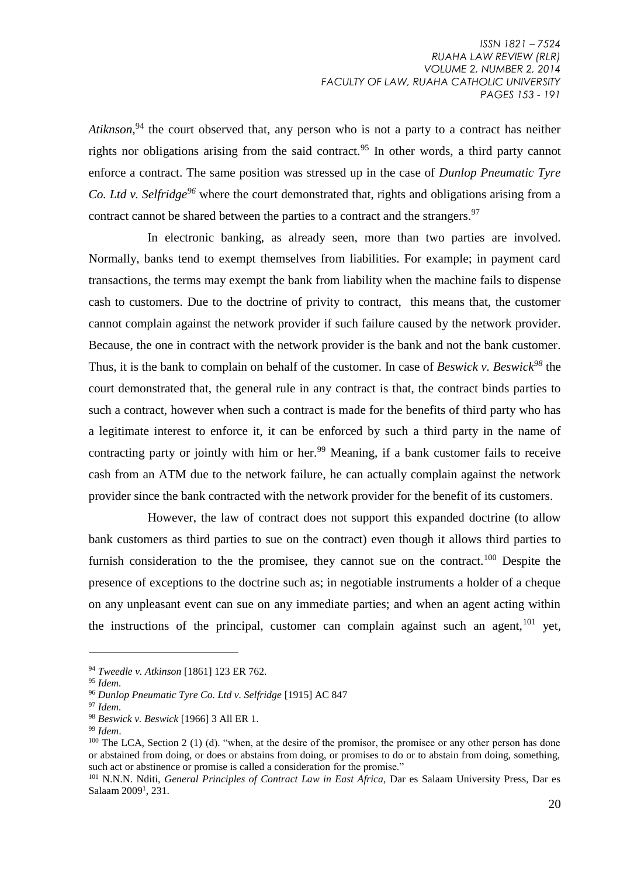*Atiknson*,[94] the court observed that, any person who is not a party to a contract has neither rights nor obligations arising from the said contract.[95] In other words, a third party cannot enforce a contract. The same position was stressed up in the case of *Dunlop Pneumatic Tyre Co. Ltd v. Selfridge*[96] where the court demonstrated that, rights and obligations arising from a contract cannot be shared between the parties to a contract and the strangers.[97]

In electronic banking, as already seen, more than two parties are involved. Normally, banks tend to exempt themselves from liabilities. For example; in payment card transactions, the terms may exempt the bank from liability when the machine fails to dispense cash to customers. Due to the doctrine of privity to contract, this means that, the customer cannot complain against the network provider if such failure caused by the network provider. Because, the one in contract with the network provider is the bank and not the bank customer. Thus, it is the bank to complain on behalf of the customer. In case of *Beswick v. Beswick*[98] the court demonstrated that, the general rule in any contract is that, the contract binds parties to such a contract, however when such a contract is made for the benefits of third party who has a legitimate interest to enforce it, it can be enforced by such a third party in the name of contracting party or jointly with him or her.[99] Meaning, if a bank customer fails to receive cash from an ATM due to the network failure, he can actually complain against the network provider since the bank contracted with the network provider for the benefit of its customers.

However, the law of contract does not support this expanded doctrine (to allow bank customers as third parties to sue on the contract) even though it allows third parties to furnish consideration to the the promisee, they cannot sue on the contract.[100] Despite the presence of exceptions to the doctrine such as; in negotiable instruments a holder of a cheque on any unpleasant event can sue on any immediate parties; and when an agent acting within the instructions of the principal, customer can complain against such an agent,[101] yet,

---

[94] *Tweedle v. Atkinson* [1861] 123 ER 762.

[95] *Idem*.

[96] *Dunlop Pneumatic Tyre Co. Ltd v. Selfridge* [1915] AC 847

[97] *Idem*.

[98] *Beswick v. Beswick* [1966] 3 All ER 1.

[99] *Idem*.

[100] The LCA, Section 2 (1) (d). "when, at the desire of the promisor, the promisee or any other person has done or abstained from doing, or does or abstains from doing, or promises to do or to abstain from doing, something, such act or abstinence or promise is called a consideration for the promise."

[101] N.N.N. Nditi, *General Principles of Contract Law in East Africa*, Dar es Salaam University Press, Dar es Salaam 2009[1], 231.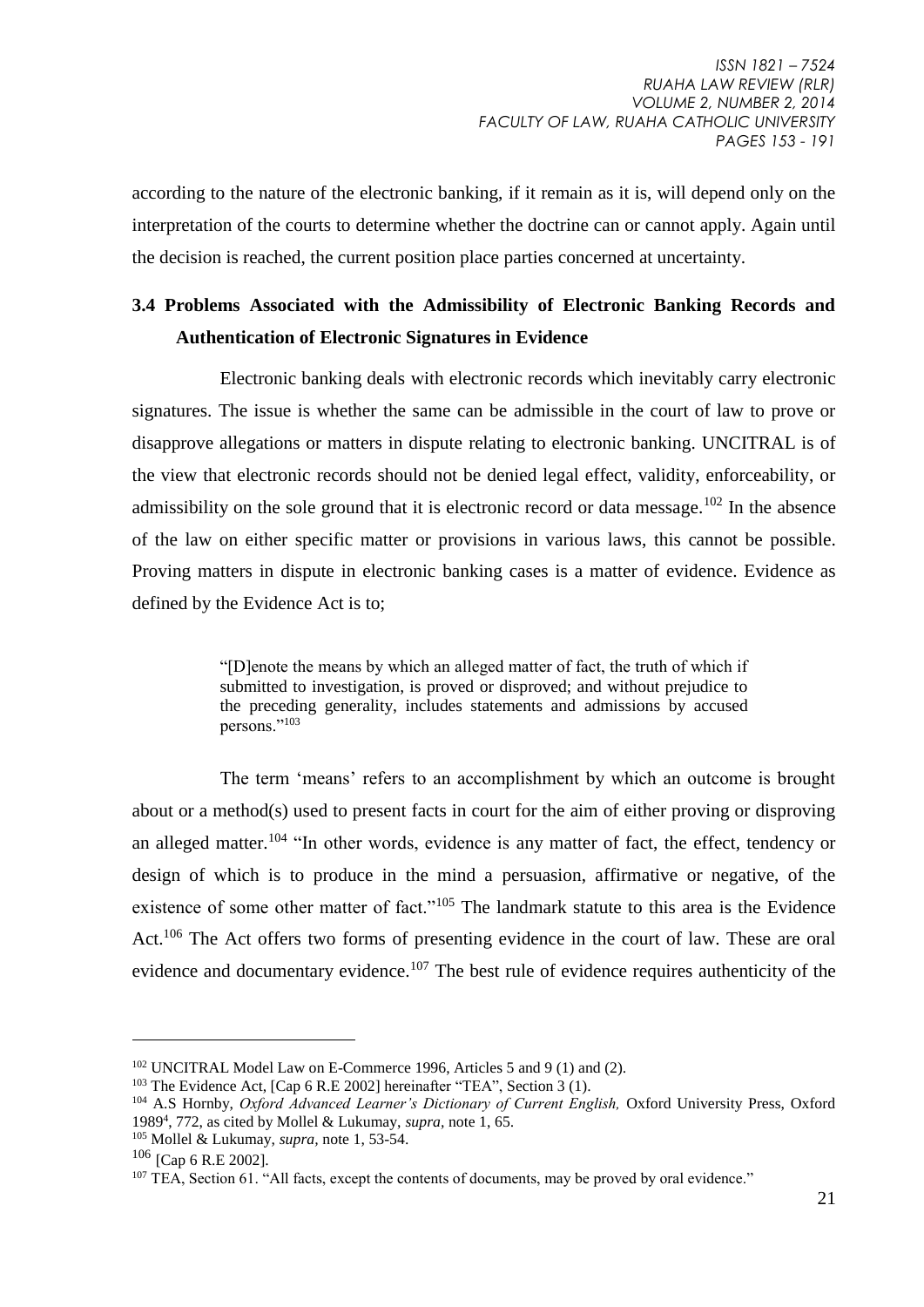according to the nature of the electronic banking, if it remain as it is, will depend only on the interpretation of the courts to determine whether the doctrine can or cannot apply. Again until the decision is reached, the current position place parties concerned at uncertainty.

### 3.4 Problems Associated with the Admissibility of Electronic Banking Records and Authentication of Electronic Signatures in Evidence

Electronic banking deals with electronic records which inevitably carry electronic signatures. The issue is whether the same can be admissible in the court of law to prove or disapprove allegations or matters in dispute relating to electronic banking. UNCITRAL is of the view that electronic records should not be denied legal effect, validity, enforceability, or admissibility on the sole ground that it is electronic record or data message.[102] In the absence of the law on either specific matter or provisions in various laws, this cannot be possible. Proving matters in dispute in electronic banking cases is a matter of evidence. Evidence as defined by the Evidence Act is to;

> "[D]enote the means by which an alleged matter of fact, the truth of which if submitted to investigation, is proved or disproved; and without prejudice to the preceding generality, includes statements and admissions by accused persons."[103]

The term 'means' refers to an accomplishment by which an outcome is brought about or a method(s) used to present facts in court for the aim of either proving or disproving an alleged matter.[104] "In other words, evidence is any matter of fact, the effect, tendency or design of which is to produce in the mind a persuasion, affirmative or negative, of the existence of some other matter of fact."[105] The landmark statute to this area is the Evidence Act.[106] The Act offers two forms of presenting evidence in the court of law. These are oral evidence and documentary evidence.[107] The best rule of evidence requires authenticity of the

---

[102] UNCITRAL Model Law on E-Commerce 1996, Articles 5 and 9 (1) and (2).

[103] The Evidence Act, [Cap 6 R.E 2002] hereinafter "TEA", Section 3 (1).

[104] A.S Hornby, *Oxford Advanced Learner's Dictionary of Current English,* Oxford University Press, Oxford 1989[4], 772, as cited by Mollel & Lukumay, *supra*, note 1, 65.

[105] Mollel & Lukumay, *supra,* note 1, 53-54.

[106] [Cap 6 R.E 2002].

[107] TEA, Section 61. "All facts, except the contents of documents, may be proved by oral evidence."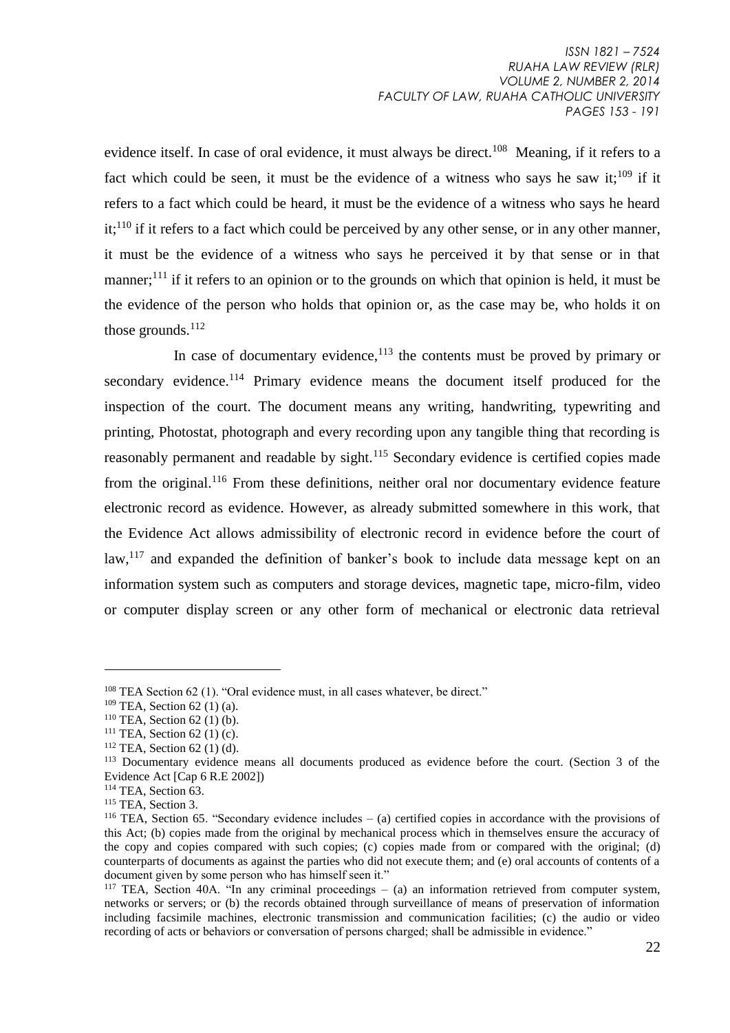evidence itself. In case of oral evidence, it must always be direct.[108] Meaning, if it refers to a fact which could be seen, it must be the evidence of a witness who says he saw it;[109] if it refers to a fact which could be heard, it must be the evidence of a witness who says he heard it;[110] if it refers to a fact which could be perceived by any other sense, or in any other manner, it must be the evidence of a witness who says he perceived it by that sense or in that manner;[111] if it refers to an opinion or to the grounds on which that opinion is held, it must be the evidence of the person who holds that opinion or, as the case may be, who holds it on those grounds.[112]

In case of documentary evidence,[113] the contents must be proved by primary or secondary evidence.[114] Primary evidence means the document itself produced for the inspection of the court. The document means any writing, handwriting, typewriting and printing, Photostat, photograph and every recording upon any tangible thing that recording is reasonably permanent and readable by sight.[115] Secondary evidence is certified copies made from the original.[116] From these definitions, neither oral nor documentary evidence feature electronic record as evidence. However, as already submitted somewhere in this work, that the Evidence Act allows admissibility of electronic record in evidence before the court of law,[117] and expanded the definition of banker's book to include data message kept on an information system such as computers and storage devices, magnetic tape, micro-film, video or computer display screen or any other form of mechanical or electronic data retrieval

---

[108] TEA Section 62 (1). "Oral evidence must, in all cases whatever, be direct."

[109] TEA, Section 62 (1) (a).

[110] TEA, Section 62 (1) (b).

[111] TEA, Section 62 (1) (c).

[112] TEA, Section 62 (1) (d).

[113] Documentary evidence means all documents produced as evidence before the court. (Section 3 of the Evidence Act [Cap 6 R.E 2002])

[114] TEA, Section 63.

[115] TEA, Section 3.

[116] TEA, Section 65. "Secondary evidence includes – (a) certified copies in accordance with the provisions of this Act; (b) copies made from the original by mechanical process which in themselves ensure the accuracy of the copy and copies compared with such copies; (c) copies made from or compared with the original; (d) counterparts of documents as against the parties who did not execute them; and (e) oral accounts of contents of a document given by some person who has himself seen it."

[117] TEA, Section 40A. "In any criminal proceedings – (a) an information retrieved from computer system, networks or servers; or (b) the records obtained through surveillance of means of preservation of information including facsimile machines, electronic transmission and communication facilities; (c) the audio or video recording of acts or behaviors or conversation of persons charged; shall be admissible in evidence."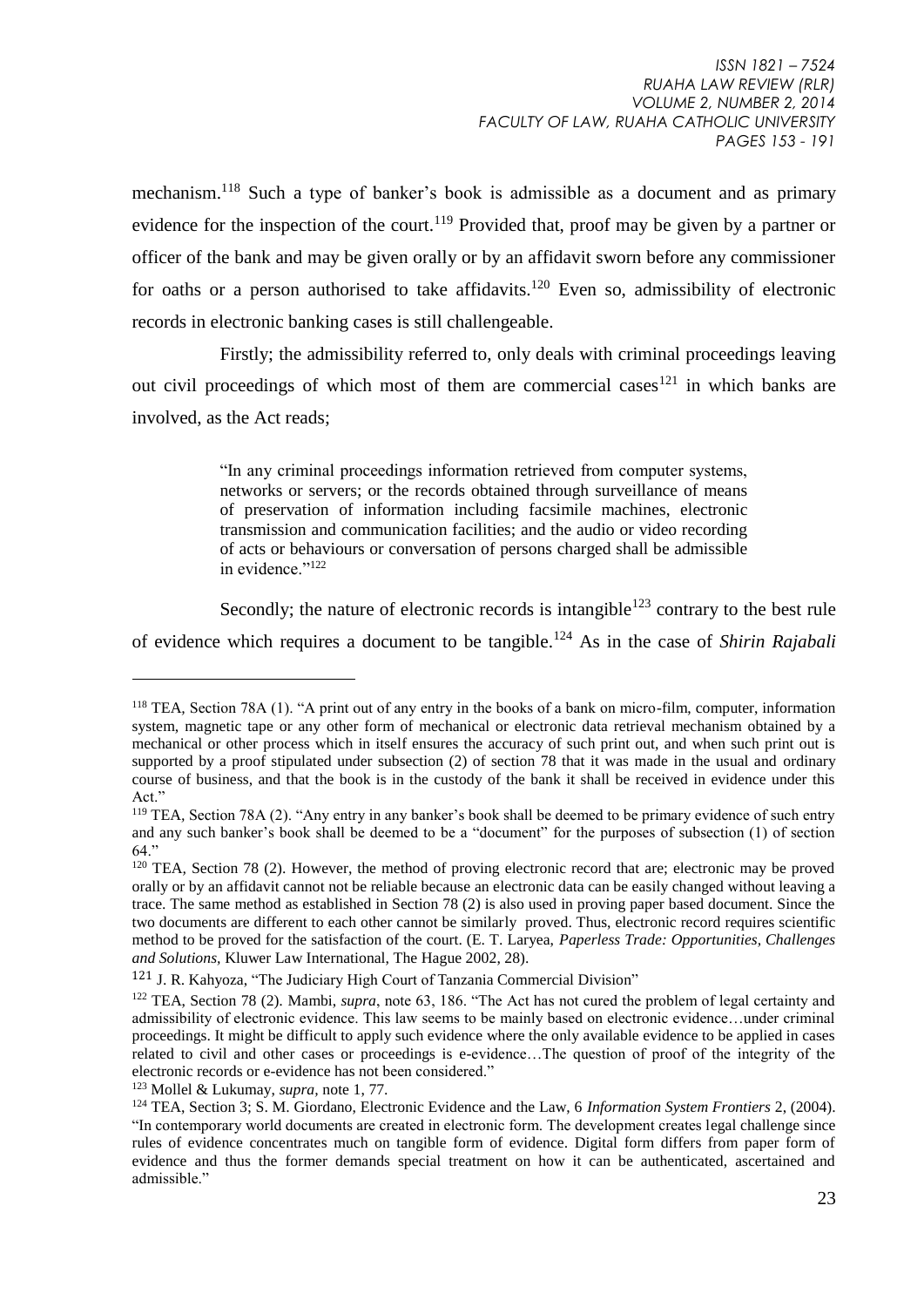mechanism.[118] Such a type of banker's book is admissible as a document and as primary evidence for the inspection of the court.[119] Provided that, proof may be given by a partner or officer of the bank and may be given orally or by an affidavit sworn before any commissioner for oaths or a person authorised to take affidavits.[120] Even so, admissibility of electronic records in electronic banking cases is still challengeable.

Firstly; the admissibility referred to, only deals with criminal proceedings leaving out civil proceedings of which most of them are commercial cases[121] in which banks are involved, as the Act reads;

> "In any criminal proceedings information retrieved from computer systems, networks or servers; or the records obtained through surveillance of means of preservation of information including facsimile machines, electronic transmission and communication facilities; and the audio or video recording of acts or behaviours or conversation of persons charged shall be admissible in evidence."[122]

Secondly; the nature of electronic records is intangible[123] contrary to the best rule of evidence which requires a document to be tangible.[124] As in the case of *Shirin Rajabali*

---

[118] TEA, Section 78A (1). "A print out of any entry in the books of a bank on micro-film, computer, information system, magnetic tape or any other form of mechanical or electronic data retrieval mechanism obtained by a mechanical or other process which in itself ensures the accuracy of such print out, and when such print out is supported by a proof stipulated under subsection (2) of section 78 that it was made in the usual and ordinary course of business, and that the book is in the custody of the bank it shall be received in evidence under this Act."

[119] TEA, Section 78A (2). "Any entry in any banker's book shall be deemed to be primary evidence of such entry and any such banker's book shall be deemed to be a "document" for the purposes of subsection (1) of section 64."

[120] TEA, Section 78 (2). However, the method of proving electronic record that are; electronic may be proved orally or by an affidavit cannot not be reliable because an electronic data can be easily changed without leaving a trace. The same method as established in Section 78 (2) is also used in proving paper based document. Since the two documents are different to each other cannot be similarly proved. Thus, electronic record requires scientific method to be proved for the satisfaction of the court. (E. T. Laryea, *Paperless Trade: Opportunities, Challenges and Solutions*, Kluwer Law International, The Hague 2002, 28).

[121] J. R. Kahyoza, "The Judiciary High Court of Tanzania Commercial Division"

[122] TEA, Section 78 (2). Mambi, *supra*, note 63, 186. "The Act has not cured the problem of legal certainty and admissibility of electronic evidence. This law seems to be mainly based on electronic evidence…under criminal proceedings. It might be difficult to apply such evidence where the only available evidence to be applied in cases related to civil and other cases or proceedings is e-evidence…The question of proof of the integrity of the electronic records or e-evidence has not been considered."

[123] Mollel & Lukumay, *supra*, note 1, 77.

[124] TEA, Section 3; S. M. Giordano, Electronic Evidence and the Law, 6 *Information System Frontiers* 2, (2004). "In contemporary world documents are created in electronic form. The development creates legal challenge since rules of evidence concentrates much on tangible form of evidence. Digital form differs from paper form of evidence and thus the former demands special treatment on how it can be authenticated, ascertained and admissible."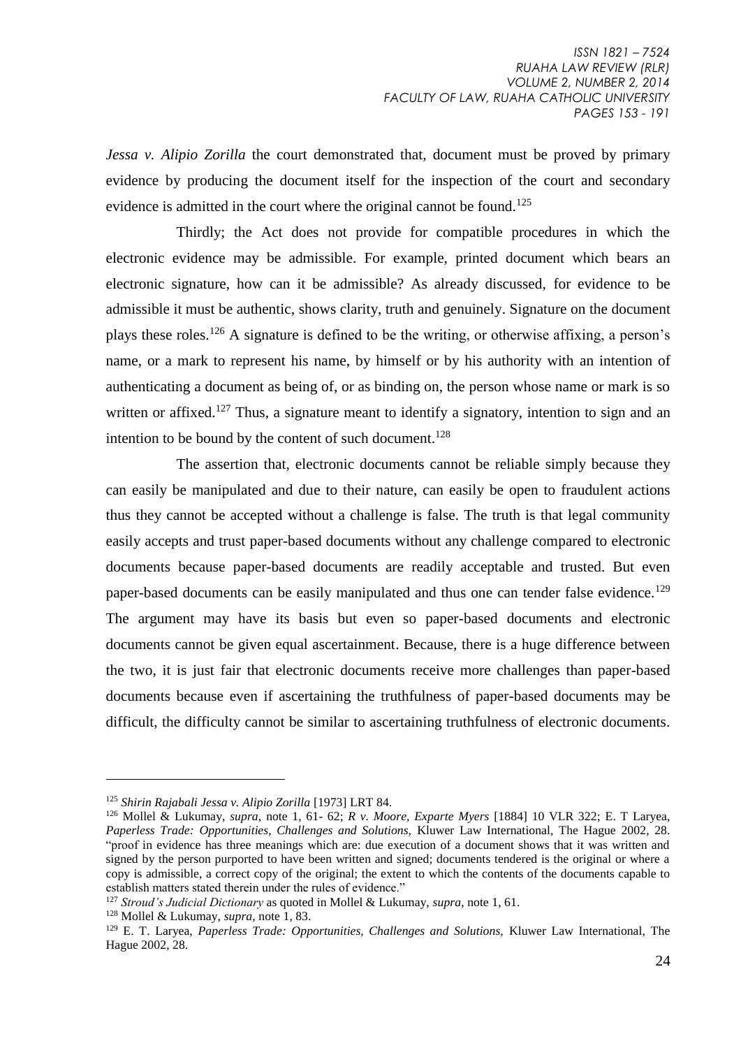*Jessa v. Alipio Zorilla* the court demonstrated that, document must be proved by primary evidence by producing the document itself for the inspection of the court and secondary evidence is admitted in the court where the original cannot be found.[125]

Thirdly; the Act does not provide for compatible procedures in which the electronic evidence may be admissible. For example, printed document which bears an electronic signature, how can it be admissible? As already discussed, for evidence to be admissible it must be authentic, shows clarity, truth and genuinely. Signature on the document plays these roles.[126] A signature is defined to be the writing, or otherwise affixing, a person's name, or a mark to represent his name, by himself or by his authority with an intention of authenticating a document as being of, or as binding on, the person whose name or mark is so written or affixed.[127] Thus, a signature meant to identify a signatory, intention to sign and an intention to be bound by the content of such document.[128]

The assertion that, electronic documents cannot be reliable simply because they can easily be manipulated and due to their nature, can easily be open to fraudulent actions thus they cannot be accepted without a challenge is false. The truth is that legal community easily accepts and trust paper-based documents without any challenge compared to electronic documents because paper-based documents are readily acceptable and trusted. But even paper-based documents can be easily manipulated and thus one can tender false evidence.[129] The argument may have its basis but even so paper-based documents and electronic documents cannot be given equal ascertainment. Because, there is a huge difference between the two, it is just fair that electronic documents receive more challenges than paper-based documents because even if ascertaining the truthfulness of paper-based documents may be difficult, the difficulty cannot be similar to ascertaining truthfulness of electronic documents.

---

[125] *Shirin Rajabali Jessa v. Alipio Zorilla* [1973] LRT 84.

[126] Mollel & Lukumay, *supra*, note 1, 61- 62; *R v. Moore, Exparte Myers* [1884] 10 VLR 322; E. T Laryea, *Paperless Trade: Opportunities, Challenges and Solutions,* Kluwer Law International, The Hague 2002, 28. "proof in evidence has three meanings which are: due execution of a document shows that it was written and signed by the person purported to have been written and signed; documents tendered is the original or where a copy is admissible, a correct copy of the original; the extent to which the contents of the documents capable to establish matters stated therein under the rules of evidence."

[127] *Stroud's Judicial Dictionary* as quoted in Mollel & Lukumay, *supra*, note 1, 61.

[128] Mollel & Lukumay, *supra*, note 1, 83.

[129] E. T. Laryea, *Paperless Trade: Opportunities, Challenges and Solutions,* Kluwer Law International, The Hague 2002, 28.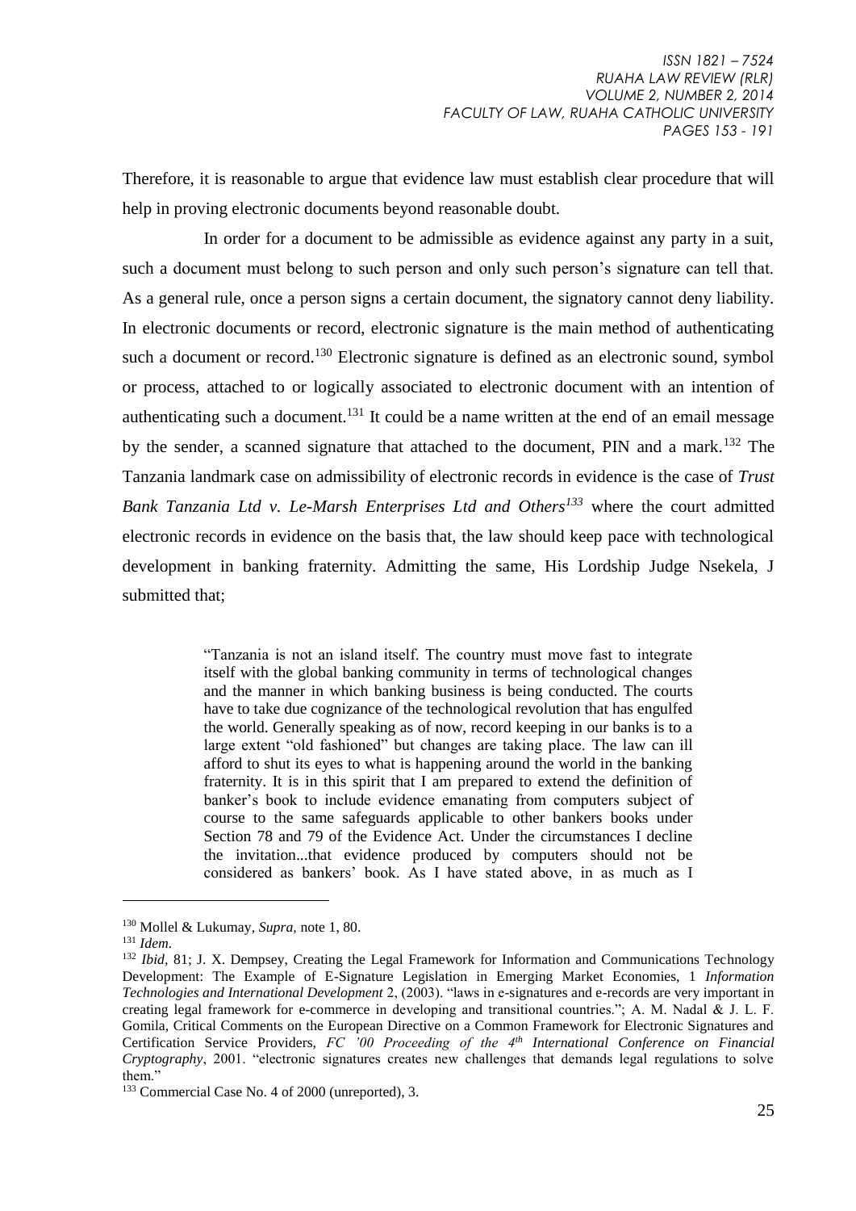Therefore, it is reasonable to argue that evidence law must establish clear procedure that will help in proving electronic documents beyond reasonable doubt.

In order for a document to be admissible as evidence against any party in a suit, such a document must belong to such person and only such person's signature can tell that. As a general rule, once a person signs a certain document, the signatory cannot deny liability. In electronic documents or record, electronic signature is the main method of authenticating such a document or record.[130] Electronic signature is defined as an electronic sound, symbol or process, attached to or logically associated to electronic document with an intention of authenticating such a document.[131] It could be a name written at the end of an email message by the sender, a scanned signature that attached to the document, PIN and a mark.[132] The Tanzania landmark case on admissibility of electronic records in evidence is the case of *Trust Bank Tanzania Ltd v. Le-Marsh Enterprises Ltd and Others*[133] where the court admitted electronic records in evidence on the basis that, the law should keep pace with technological development in banking fraternity. Admitting the same, His Lordship Judge Nsekela, J submitted that;

> "Tanzania is not an island itself. The country must move fast to integrate itself with the global banking community in terms of technological changes and the manner in which banking business is being conducted. The courts have to take due cognizance of the technological revolution that has engulfed the world. Generally speaking as of now, record keeping in our banks is to a large extent "old fashioned" but changes are taking place. The law can ill afford to shut its eyes to what is happening around the world in the banking fraternity. It is in this spirit that I am prepared to extend the definition of banker's book to include evidence emanating from computers subject of course to the same safeguards applicable to other bankers books under Section 78 and 79 of the Evidence Act. Under the circumstances I decline the invitation...that evidence produced by computers should not be considered as bankers' book. As I have stated above, in as much as I

---

[130] Mollel & Lukumay, *Supra,* note 1, 80.

[131] *Idem.*

[132] *Ibid,* 81; J. X. Dempsey, Creating the Legal Framework for Information and Communications Technology Development: The Example of E-Signature Legislation in Emerging Market Economies, 1 *Information Technologies and International Development* 2, (2003). "laws in e-signatures and e-records are very important in creating legal framework for e-commerce in developing and transitional countries."; A. M. Nadal & J. L. F. Gomila, Critical Comments on the European Directive on a Common Framework for Electronic Signatures and Certification Service Providers, *FC '00 Proceeding of the 4th International Conference on Financial Cryptography*, 2001. "electronic signatures creates new challenges that demands legal regulations to solve them."

[133] Commercial Case No. 4 of 2000 (unreported), 3.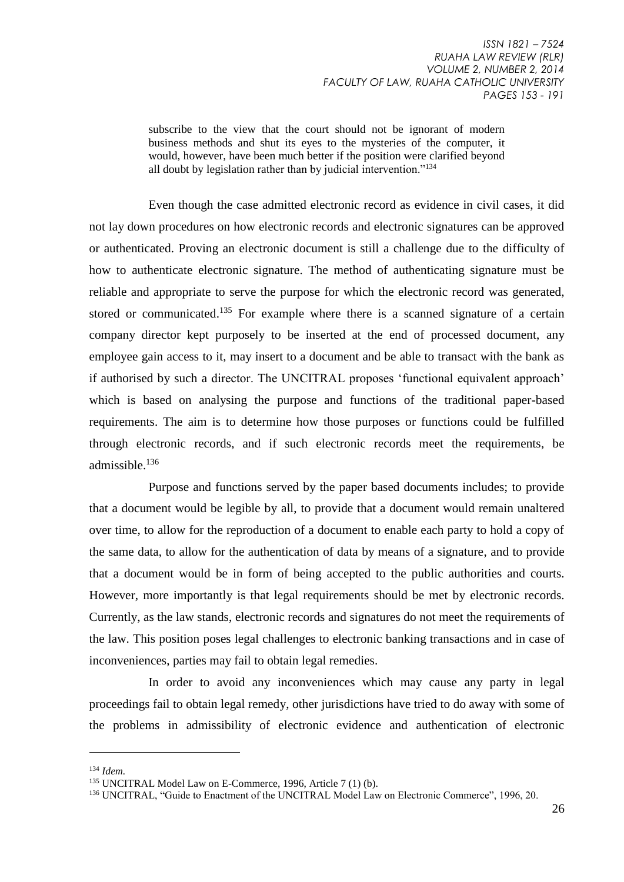> subscribe to the view that the court should not be ignorant of modern business methods and shut its eyes to the mysteries of the computer, it would, however, have been much better if the position were clarified beyond all doubt by legislation rather than by judicial intervention."[134]

Even though the case admitted electronic record as evidence in civil cases, it did not lay down procedures on how electronic records and electronic signatures can be approved or authenticated. Proving an electronic document is still a challenge due to the difficulty of how to authenticate electronic signature. The method of authenticating signature must be reliable and appropriate to serve the purpose for which the electronic record was generated, stored or communicated.[135] For example where there is a scanned signature of a certain company director kept purposely to be inserted at the end of processed document, any employee gain access to it, may insert to a document and be able to transact with the bank as if authorised by such a director. The UNCITRAL proposes 'functional equivalent approach' which is based on analysing the purpose and functions of the traditional paper-based requirements. The aim is to determine how those purposes or functions could be fulfilled through electronic records, and if such electronic records meet the requirements, be admissible.[136]

Purpose and functions served by the paper based documents includes; to provide that a document would be legible by all, to provide that a document would remain unaltered over time, to allow for the reproduction of a document to enable each party to hold a copy of the same data, to allow for the authentication of data by means of a signature, and to provide that a document would be in form of being accepted to the public authorities and courts. However, more importantly is that legal requirements should be met by electronic records. Currently, as the law stands, electronic records and signatures do not meet the requirements of the law. This position poses legal challenges to electronic banking transactions and in case of inconveniences, parties may fail to obtain legal remedies.

In order to avoid any inconveniences which may cause any party in legal proceedings fail to obtain legal remedy, other jurisdictions have tried to do away with some of the problems in admissibility of electronic evidence and authentication of electronic

---

[134] *Idem*.

[135] UNCITRAL Model Law on E-Commerce, 1996, Article 7 (1) (b).

[136] UNCITRAL, "Guide to Enactment of the UNCITRAL Model Law on Electronic Commerce", 1996, 20.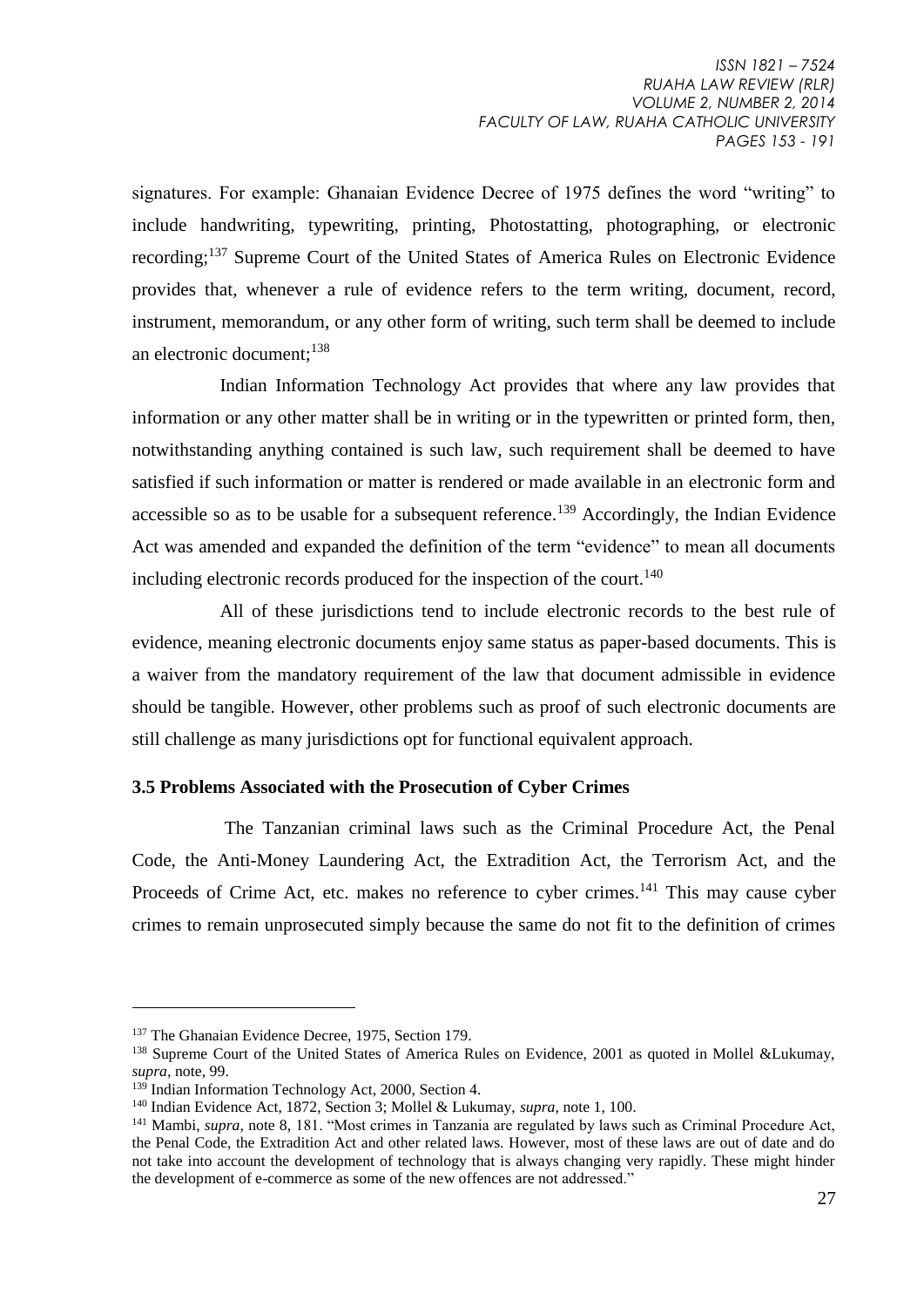signatures. For example: Ghanaian Evidence Decree of 1975 defines the word "writing" to include handwriting, typewriting, printing, Photostatting, photographing, or electronic recording;[137] Supreme Court of the United States of America Rules on Electronic Evidence provides that, whenever a rule of evidence refers to the term writing, document, record, instrument, memorandum, or any other form of writing, such term shall be deemed to include an electronic document;[138]

Indian Information Technology Act provides that where any law provides that information or any other matter shall be in writing or in the typewritten or printed form, then, notwithstanding anything contained is such law, such requirement shall be deemed to have satisfied if such information or matter is rendered or made available in an electronic form and accessible so as to be usable for a subsequent reference.[139] Accordingly, the Indian Evidence Act was amended and expanded the definition of the term "evidence" to mean all documents including electronic records produced for the inspection of the court.[140]

All of these jurisdictions tend to include electronic records to the best rule of evidence, meaning electronic documents enjoy same status as paper-based documents. This is a waiver from the mandatory requirement of the law that document admissible in evidence should be tangible. However, other problems such as proof of such electronic documents are still challenge as many jurisdictions opt for functional equivalent approach.

### 3.5 Problems Associated with the Prosecution of Cyber Crimes

The Tanzanian criminal laws such as the Criminal Procedure Act, the Penal Code, the Anti-Money Laundering Act, the Extradition Act, the Terrorism Act, and the Proceeds of Crime Act, etc. makes no reference to cyber crimes.[141] This may cause cyber crimes to remain unprosecuted simply because the same do not fit to the definition of crimes

---

[137] The Ghanaian Evidence Decree, 1975, Section 179.

[138] Supreme Court of the United States of America Rules on Evidence, 2001 as quoted in Mollel &Lukumay, *supra*, note, 99.

[139] Indian Information Technology Act, 2000, Section 4.

[140] Indian Evidence Act, 1872, Section 3; Mollel & Lukumay, *supra*, note 1, 100.

[141] Mambi, *supra*, note 8, 181. "Most crimes in Tanzania are regulated by laws such as Criminal Procedure Act, the Penal Code, the Extradition Act and other related laws. However, most of these laws are out of date and do not take into account the development of technology that is always changing very rapidly. These might hinder the development of e-commerce as some of the new offences are not addressed."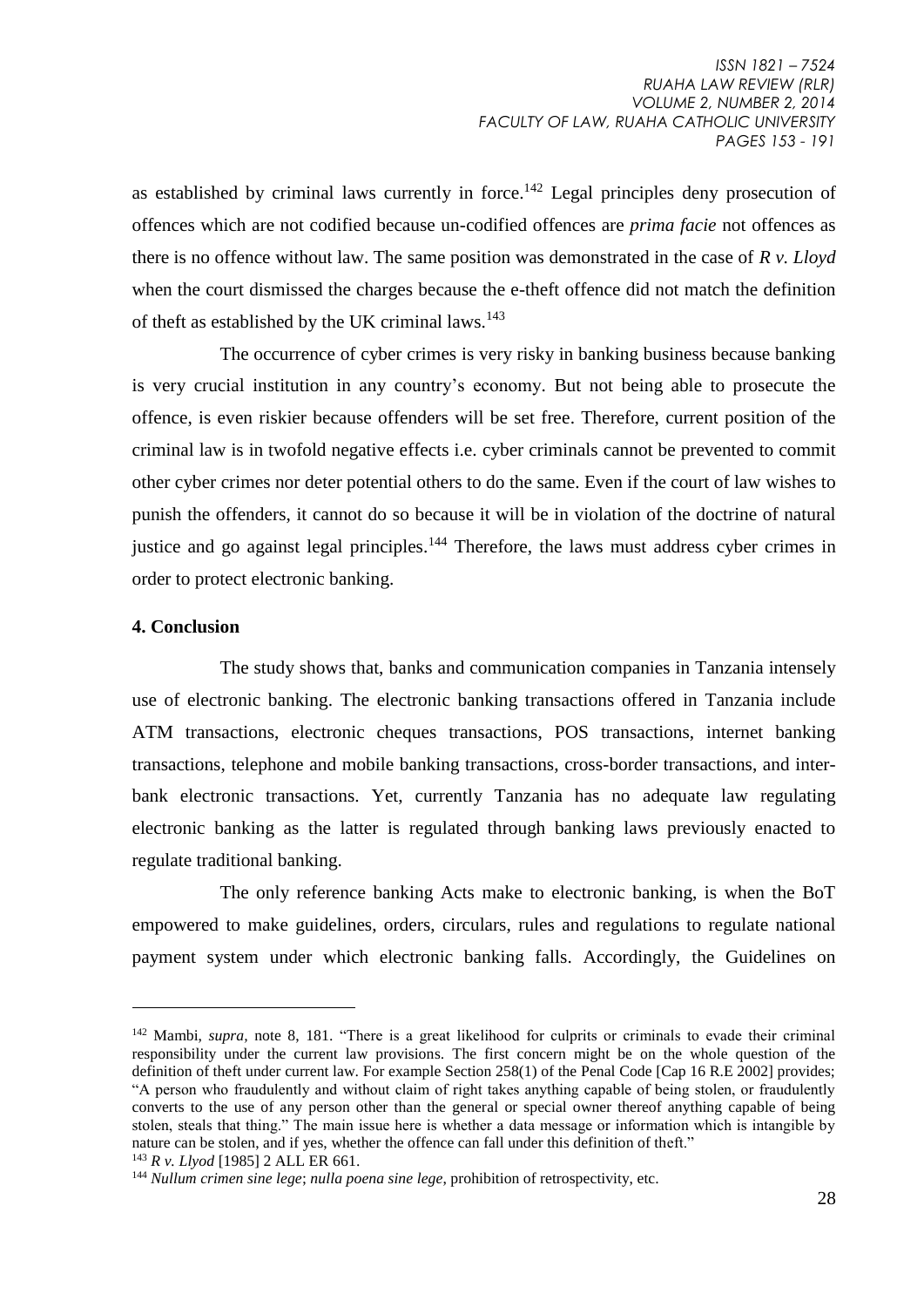as established by criminal laws currently in force.[142] Legal principles deny prosecution of offences which are not codified because un-codified offences are *prima facie* not offences as there is no offence without law. The same position was demonstrated in the case of *R v. Lloyd* when the court dismissed the charges because the e-theft offence did not match the definition of theft as established by the UK criminal laws.[143]

The occurrence of cyber crimes is very risky in banking business because banking is very crucial institution in any country's economy. But not being able to prosecute the offence, is even riskier because offenders will be set free. Therefore, current position of the criminal law is in twofold negative effects i.e. cyber criminals cannot be prevented to commit other cyber crimes nor deter potential others to do the same. Even if the court of law wishes to punish the offenders, it cannot do so because it will be in violation of the doctrine of natural justice and go against legal principles.[144] Therefore, the laws must address cyber crimes in order to protect electronic banking.

## 4. Conclusion

The study shows that, banks and communication companies in Tanzania intensely use of electronic banking. The electronic banking transactions offered in Tanzania include ATM transactions, electronic cheques transactions, POS transactions, internet banking transactions, telephone and mobile banking transactions, cross-border transactions, and inter-bank electronic transactions. Yet, currently Tanzania has no adequate law regulating electronic banking as the latter is regulated through banking laws previously enacted to regulate traditional banking.

The only reference banking Acts make to electronic banking, is when the BoT empowered to make guidelines, orders, circulars, rules and regulations to regulate national payment system under which electronic banking falls. Accordingly, the Guidelines on

---

[142] Mambi, *supra*, note 8, 181. "There is a great likelihood for culprits or criminals to evade their criminal responsibility under the current law provisions. The first concern might be on the whole question of the definition of theft under current law. For example Section 258(1) of the Penal Code [Cap 16 R.E 2002] provides; "A person who fraudulently and without claim of right takes anything capable of being stolen, or fraudulently converts to the use of any person other than the general or special owner thereof anything capable of being stolen, steals that thing." The main issue here is whether a data message or information which is intangible by nature can be stolen, and if yes, whether the offence can fall under this definition of theft."

[143] *R v. Llyod* [1985] 2 ALL ER 661.

[144] *Nullum crimen sine lege*; *nulla poena sine lege*, prohibition of retrospectivity, etc.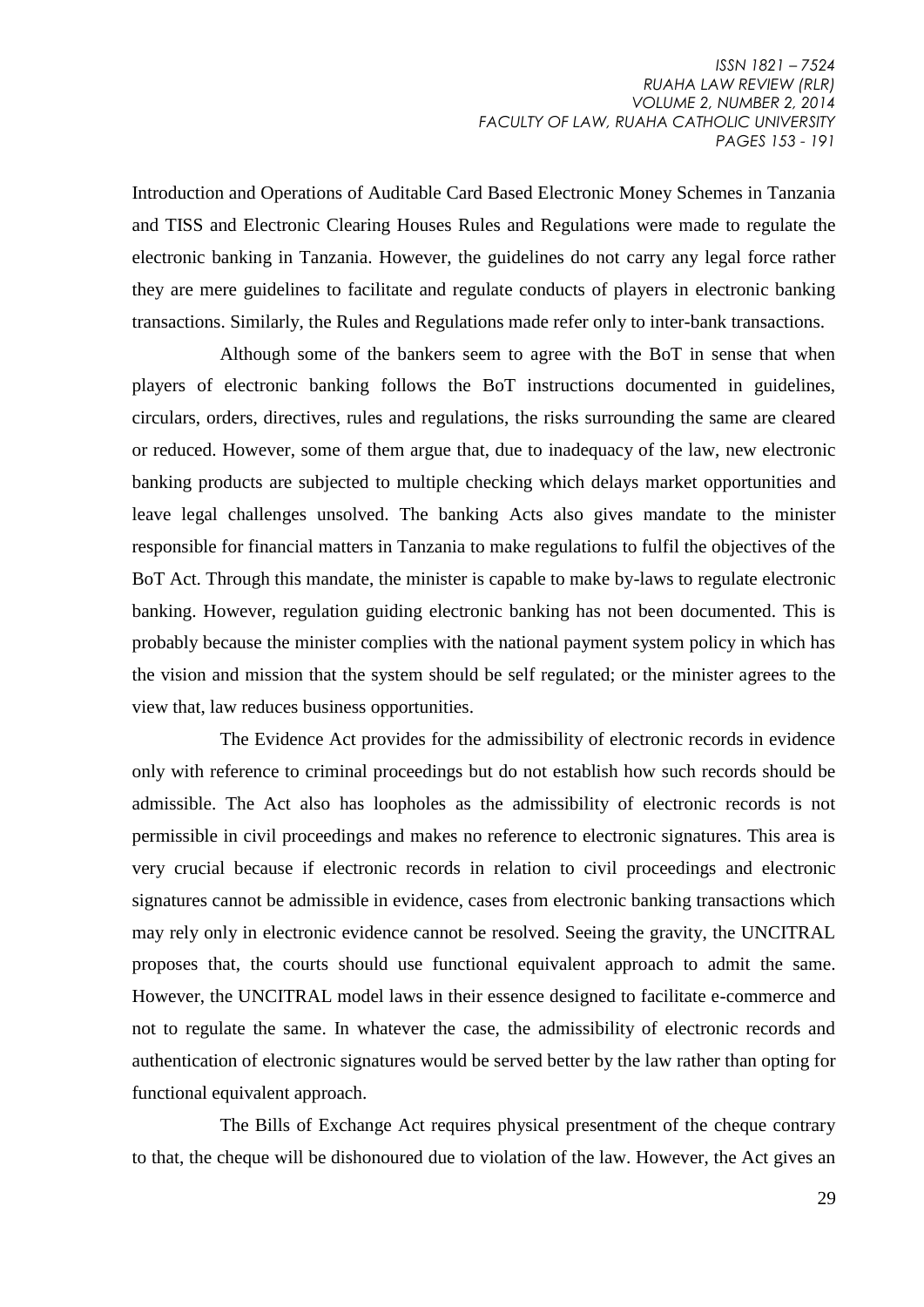Introduction and Operations of Auditable Card Based Electronic Money Schemes in Tanzania and TISS and Electronic Clearing Houses Rules and Regulations were made to regulate the electronic banking in Tanzania. However, the guidelines do not carry any legal force rather they are mere guidelines to facilitate and regulate conducts of players in electronic banking transactions. Similarly, the Rules and Regulations made refer only to inter-bank transactions.

Although some of the bankers seem to agree with the BoT in sense that when players of electronic banking follows the BoT instructions documented in guidelines, circulars, orders, directives, rules and regulations, the risks surrounding the same are cleared or reduced. However, some of them argue that, due to inadequacy of the law, new electronic banking products are subjected to multiple checking which delays market opportunities and leave legal challenges unsolved. The banking Acts also gives mandate to the minister responsible for financial matters in Tanzania to make regulations to fulfil the objectives of the BoT Act. Through this mandate, the minister is capable to make by-laws to regulate electronic banking. However, regulation guiding electronic banking has not been documented. This is probably because the minister complies with the national payment system policy in which has the vision and mission that the system should be self regulated; or the minister agrees to the view that, law reduces business opportunities.

The Evidence Act provides for the admissibility of electronic records in evidence only with reference to criminal proceedings but do not establish how such records should be admissible. The Act also has loopholes as the admissibility of electronic records is not permissible in civil proceedings and makes no reference to electronic signatures. This area is very crucial because if electronic records in relation to civil proceedings and electronic signatures cannot be admissible in evidence, cases from electronic banking transactions which may rely only in electronic evidence cannot be resolved. Seeing the gravity, the UNCITRAL proposes that, the courts should use functional equivalent approach to admit the same. However, the UNCITRAL model laws in their essence designed to facilitate e-commerce and not to regulate the same. In whatever the case, the admissibility of electronic records and authentication of electronic signatures would be served better by the law rather than opting for functional equivalent approach.

The Bills of Exchange Act requires physical presentment of the cheque contrary to that, the cheque will be dishonoured due to violation of the law. However, the Act gives an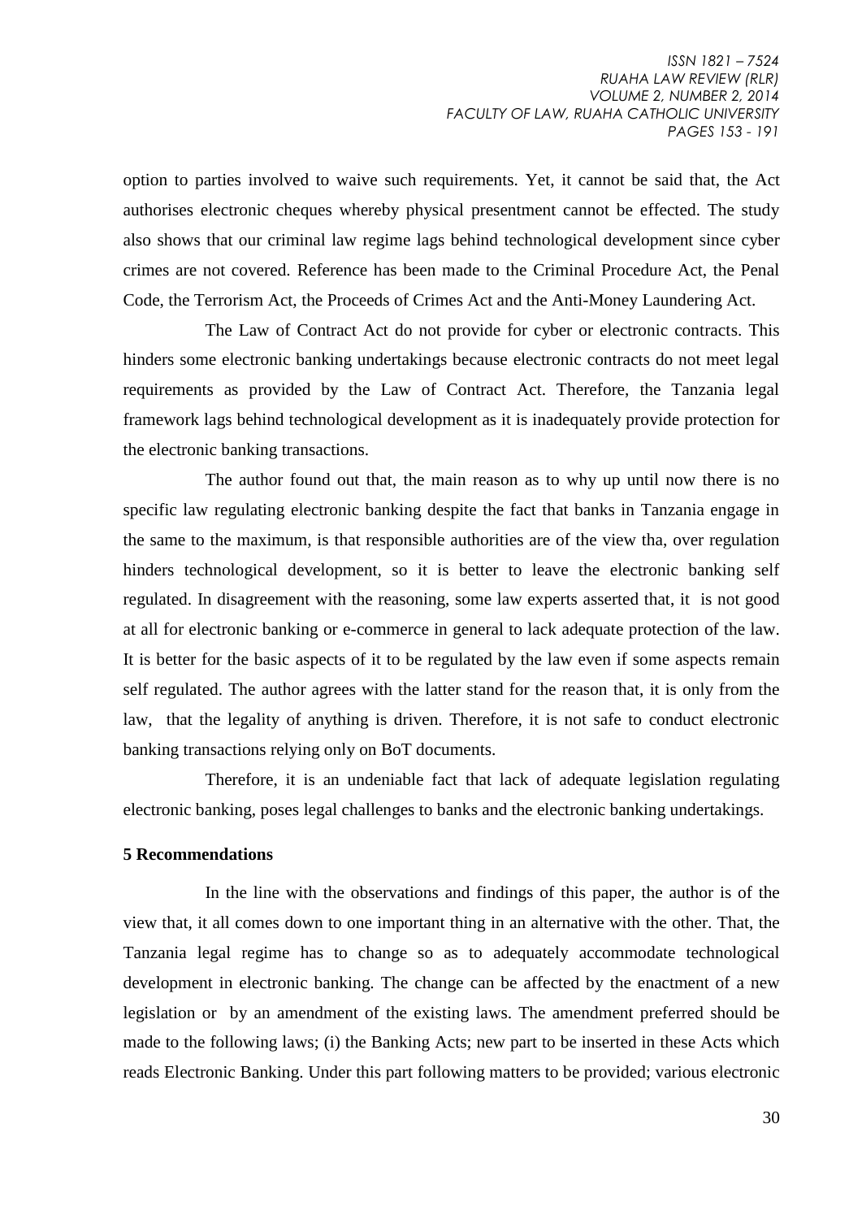option to parties involved to waive such requirements. Yet, it cannot be said that, the Act authorises electronic cheques whereby physical presentment cannot be effected. The study also shows that our criminal law regime lags behind technological development since cyber crimes are not covered. Reference has been made to the Criminal Procedure Act, the Penal Code, the Terrorism Act, the Proceeds of Crimes Act and the Anti-Money Laundering Act.

The Law of Contract Act do not provide for cyber or electronic contracts. This hinders some electronic banking undertakings because electronic contracts do not meet legal requirements as provided by the Law of Contract Act. Therefore, the Tanzania legal framework lags behind technological development as it is inadequately provide protection for the electronic banking transactions.

The author found out that, the main reason as to why up until now there is no specific law regulating electronic banking despite the fact that banks in Tanzania engage in the same to the maximum, is that responsible authorities are of the view tha, over regulation hinders technological development, so it is better to leave the electronic banking self regulated. In disagreement with the reasoning, some law experts asserted that, it is not good at all for electronic banking or e-commerce in general to lack adequate protection of the law. It is better for the basic aspects of it to be regulated by the law even if some aspects remain self regulated. The author agrees with the latter stand for the reason that, it is only from the law, that the legality of anything is driven. Therefore, it is not safe to conduct electronic banking transactions relying only on BoT documents.

Therefore, it is an undeniable fact that lack of adequate legislation regulating electronic banking, poses legal challenges to banks and the electronic banking undertakings.

## 5 Recommendations

In the line with the observations and findings of this paper, the author is of the view that, it all comes down to one important thing in an alternative with the other. That, the Tanzania legal regime has to change so as to adequately accommodate technological development in electronic banking. The change can be affected by the enactment of a new legislation or by an amendment of the existing laws. The amendment preferred should be made to the following laws; (i) the Banking Acts; new part to be inserted in these Acts which reads Electronic Banking. Under this part following matters to be provided; various electronic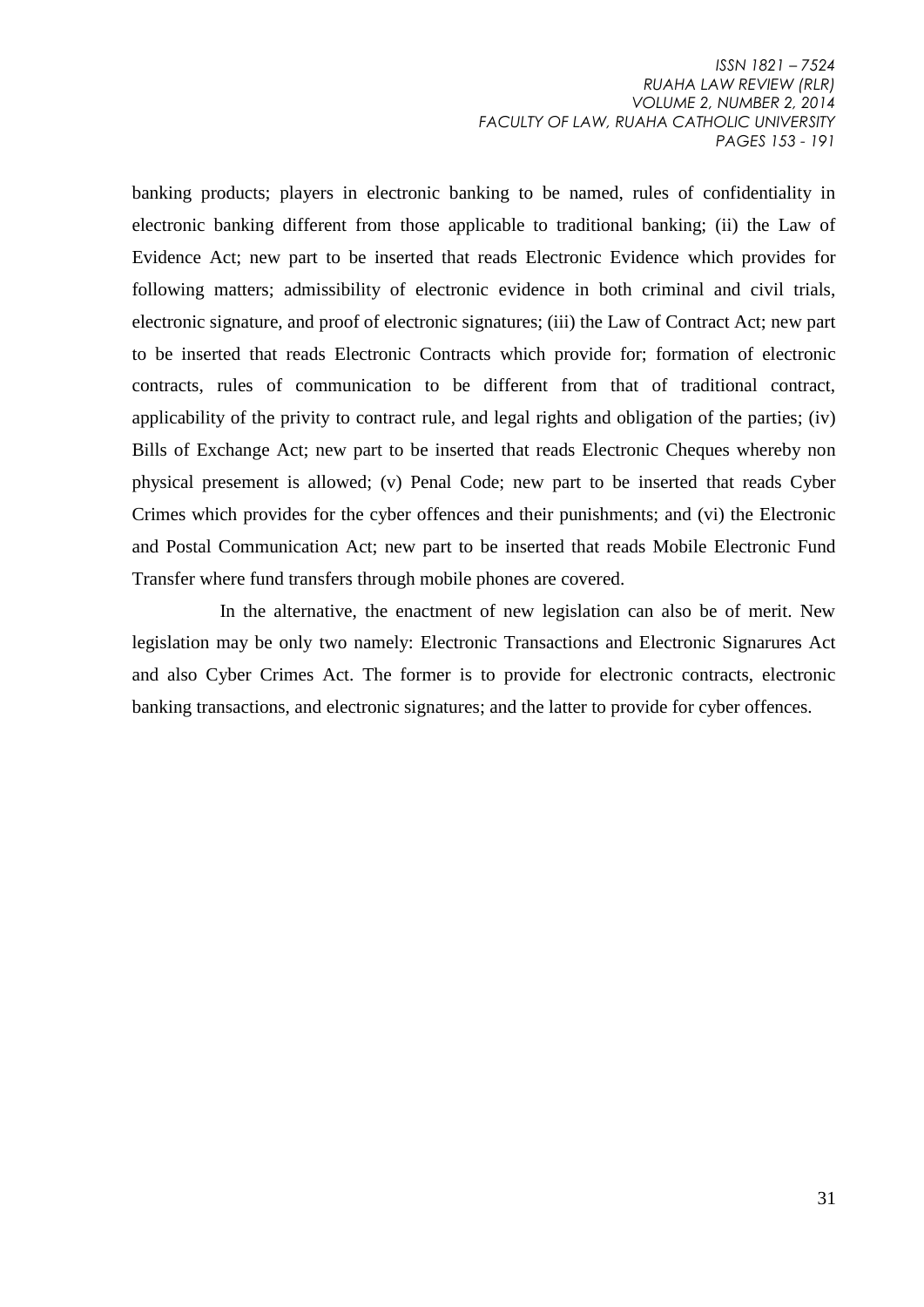banking products; players in electronic banking to be named, rules of confidentiality in electronic banking different from those applicable to traditional banking; (ii) the Law of Evidence Act; new part to be inserted that reads Electronic Evidence which provides for following matters; admissibility of electronic evidence in both criminal and civil trials, electronic signature, and proof of electronic signatures; (iii) the Law of Contract Act; new part to be inserted that reads Electronic Contracts which provide for; formation of electronic contracts, rules of communication to be different from that of traditional contract, applicability of the privity to contract rule, and legal rights and obligation of the parties; (iv) Bills of Exchange Act; new part to be inserted that reads Electronic Cheques whereby non physical presement is allowed; (v) Penal Code; new part to be inserted that reads Cyber Crimes which provides for the cyber offences and their punishments; and (vi) the Electronic and Postal Communication Act; new part to be inserted that reads Mobile Electronic Fund Transfer where fund transfers through mobile phones are covered.

In the alternative, the enactment of new legislation can also be of merit. New legislation may be only two namely: Electronic Transactions and Electronic Signarures Act and also Cyber Crimes Act. The former is to provide for electronic contracts, electronic banking transactions, and electronic signatures; and the latter to provide for cyber offences.